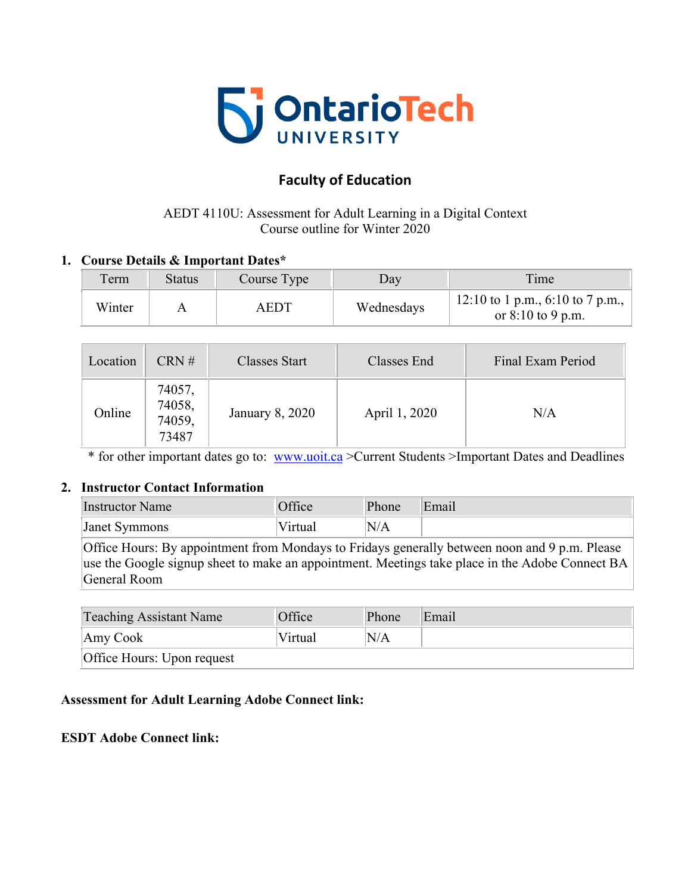# Faculty of Education

AEDT 4110U: Assessment for Adult Learning in a Digital Context
Course outline for Winter 2020

## 1. Course Details & Important Dates*

| Term | Status | Course Type | Day | Time |
|---|---|---|---|---|
| Winter | A | AEDT | Wednesdays | 12:10 to 1 p.m., 6:10 to 7 p.m., or 8:10 to 9 p.m. |

| Location | CRN # | Classes Start | Classes End | Final Exam Period |
|---|---|---|---|---|
| Online | 74057, 74058, 74059, 73487 | January 8, 2020 | April 1, 2020 | N/A |

* for other important dates go to: www.uoit.ca >Current Students >Important Dates and Deadlines

## 2. Instructor Contact Information

| Instructor Name | Office | Phone | Email |
|---|---|---|---|
| Janet Symmons | Virtual | N/A | |
| Office Hours: By appointment from Mondays to Fridays generally between noon and 9 p.m. Please use the Google signup sheet to make an appointment. Meetings take place in the Adobe Connect BA General Room | | | |

| Teaching Assistant Name | Office | Phone | Email |
|---|---|---|---|
| Amy Cook | Virtual | N/A | |
| Office Hours: Upon request | | | |

**Assessment for Adult Learning Adobe Connect link:**

**ESDT Adobe Connect link:**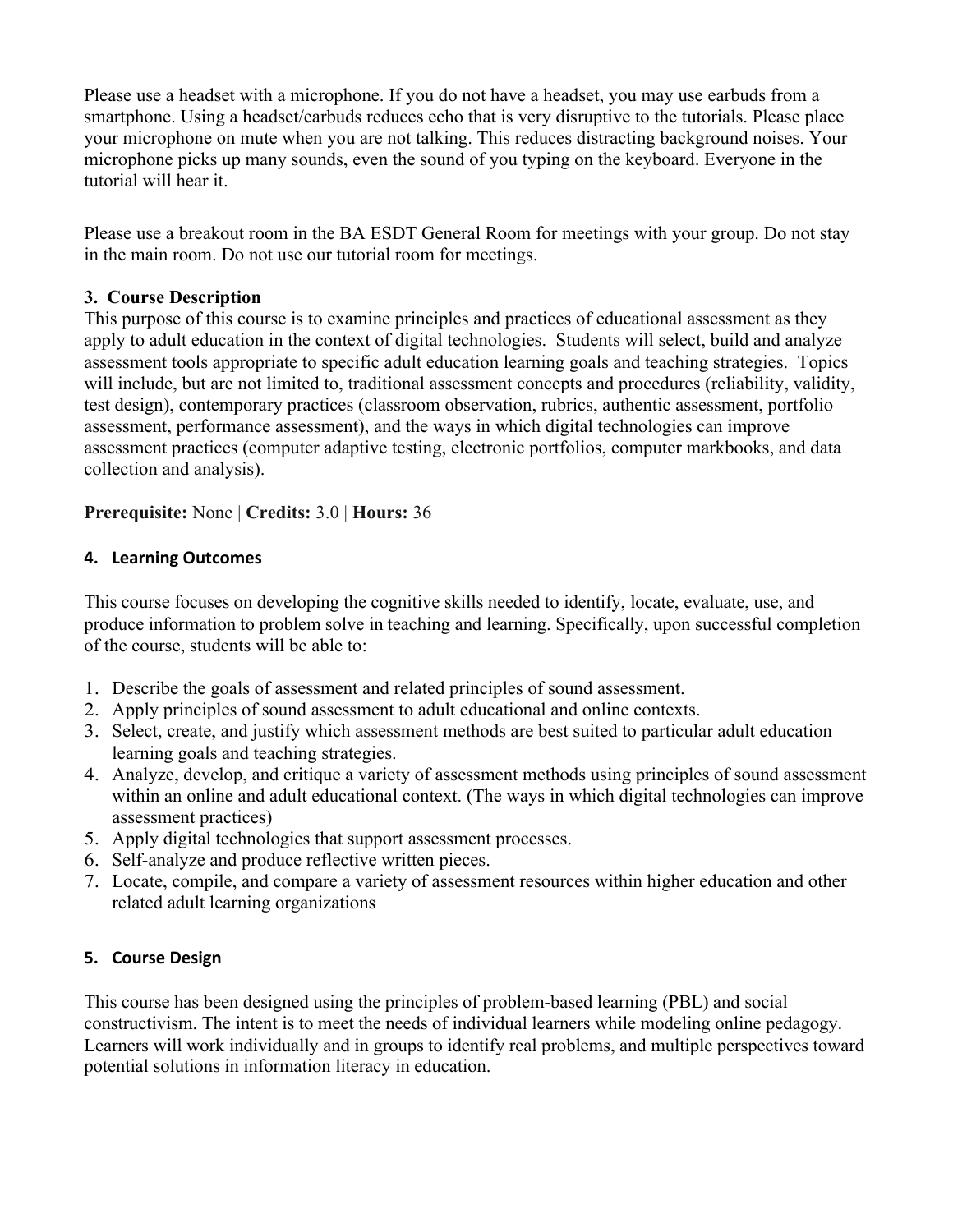Please use a headset with a microphone. If you do not have a headset, you may use earbuds from a smartphone. Using a headset/earbuds reduces echo that is very disruptive to the tutorials. Please place your microphone on mute when you are not talking. This reduces distracting background noises. Your microphone picks up many sounds, even the sound of you typing on the keyboard. Everyone in the tutorial will hear it.

Please use a breakout room in the BA ESDT General Room for meetings with your group. Do not stay in the main room. Do not use our tutorial room for meetings.

## 3. Course Description

This purpose of this course is to examine principles and practices of educational assessment as they apply to adult education in the context of digital technologies. Students will select, build and analyze assessment tools appropriate to specific adult education learning goals and teaching strategies. Topics will include, but are not limited to, traditional assessment concepts and procedures (reliability, validity, test design), contemporary practices (classroom observation, rubrics, authentic assessment, portfolio assessment, performance assessment), and the ways in which digital technologies can improve assessment practices (computer adaptive testing, electronic portfolios, computer markbooks, and data collection and analysis).

**Prerequisite:** None | **Credits:** 3.0 | **Hours:** 36

## 4. Learning Outcomes

This course focuses on developing the cognitive skills needed to identify, locate, evaluate, use, and produce information to problem solve in teaching and learning. Specifically, upon successful completion of the course, students will be able to:

1. Describe the goals of assessment and related principles of sound assessment.
2. Apply principles of sound assessment to adult educational and online contexts.
3. Select, create, and justify which assessment methods are best suited to particular adult education learning goals and teaching strategies.
4. Analyze, develop, and critique a variety of assessment methods using principles of sound assessment within an online and adult educational context. (The ways in which digital technologies can improve assessment practices)
5. Apply digital technologies that support assessment processes.
6. Self-analyze and produce reflective written pieces.
7. Locate, compile, and compare a variety of assessment resources within higher education and other related adult learning organizations

## 5. Course Design

This course has been designed using the principles of problem-based learning (PBL) and social constructivism. The intent is to meet the needs of individual learners while modeling online pedagogy. Learners will work individually and in groups to identify real problems, and multiple perspectives toward potential solutions in information literacy in education.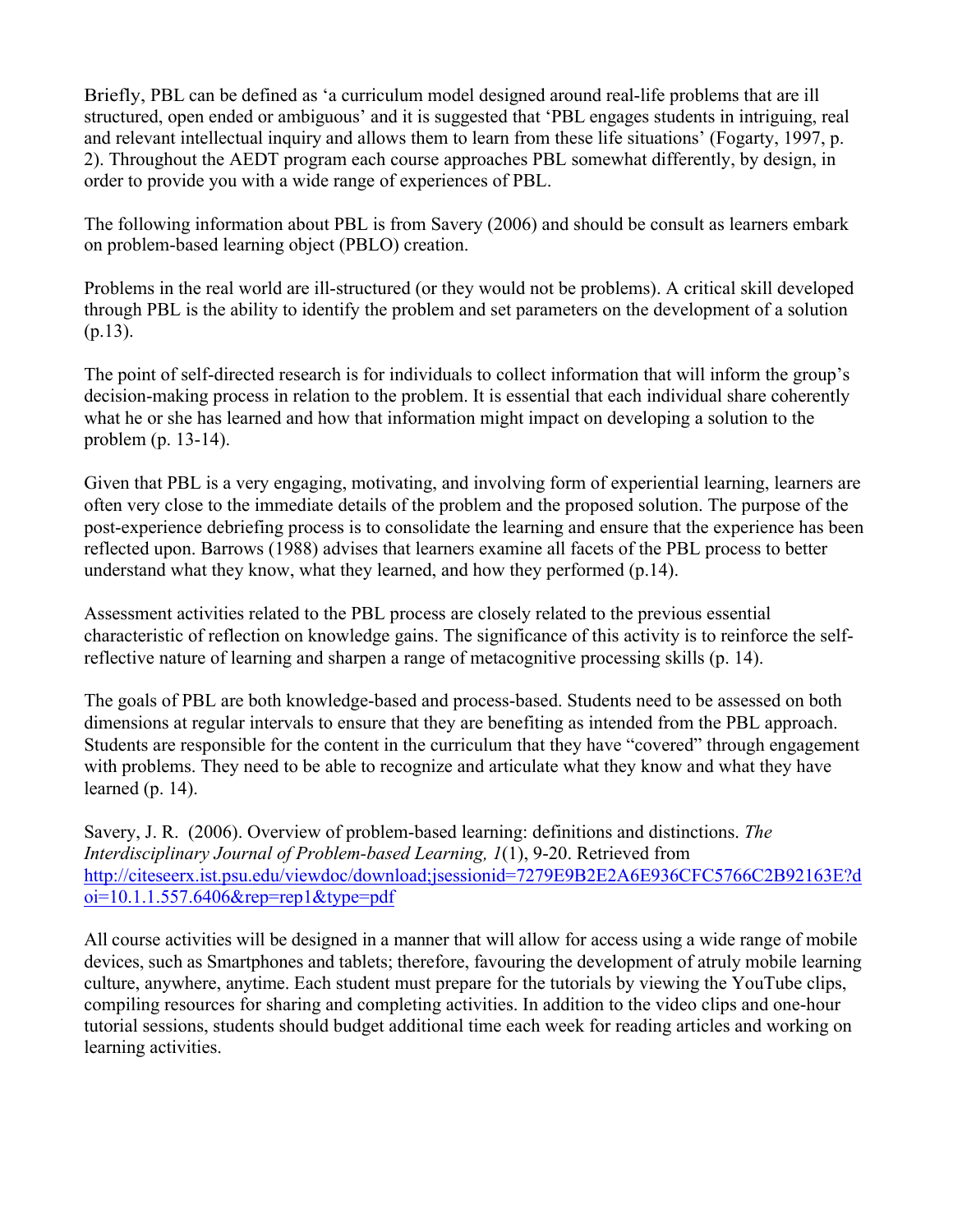Briefly, PBL can be defined as 'a curriculum model designed around real-life problems that are ill structured, open ended or ambiguous' and it is suggested that 'PBL engages students in intriguing, real and relevant intellectual inquiry and allows them to learn from these life situations' (Fogarty, 1997, p. 2). Throughout the AEDT program each course approaches PBL somewhat differently, by design, in order to provide you with a wide range of experiences of PBL.

The following information about PBL is from Savery (2006) and should be consult as learners embark on problem-based learning object (PBLO) creation.

Problems in the real world are ill-structured (or they would not be problems). A critical skill developed through PBL is the ability to identify the problem and set parameters on the development of a solution (p.13).

The point of self-directed research is for individuals to collect information that will inform the group's decision-making process in relation to the problem. It is essential that each individual share coherently what he or she has learned and how that information might impact on developing a solution to the problem (p. 13-14).

Given that PBL is a very engaging, motivating, and involving form of experiential learning, learners are often very close to the immediate details of the problem and the proposed solution. The purpose of the post-experience debriefing process is to consolidate the learning and ensure that the experience has been reflected upon. Barrows (1988) advises that learners examine all facets of the PBL process to better understand what they know, what they learned, and how they performed (p.14).

Assessment activities related to the PBL process are closely related to the previous essential characteristic of reflection on knowledge gains. The significance of this activity is to reinforce the self-reflective nature of learning and sharpen a range of metacognitive processing skills (p. 14).

The goals of PBL are both knowledge-based and process-based. Students need to be assessed on both dimensions at regular intervals to ensure that they are benefiting as intended from the PBL approach. Students are responsible for the content in the curriculum that they have "covered" through engagement with problems. They need to be able to recognize and articulate what they know and what they have learned (p. 14).

Savery, J. R. (2006). Overview of problem-based learning: definitions and distinctions. *The Interdisciplinary Journal of Problem-based Learning, 1*(1), 9-20. Retrieved from http://citeseerx.ist.psu.edu/viewdoc/download;jsessionid=7279E9B2E2A6E936CFC5766C2B92163E?doi=10.1.1.557.6406&rep=rep1&type=pdf

All course activities will be designed in a manner that will allow for access using a wide range of mobile devices, such as Smartphones and tablets; therefore, favouring the development of atruly mobile learning culture, anywhere, anytime. Each student must prepare for the tutorials by viewing the YouTube clips, compiling resources for sharing and completing activities. In addition to the video clips and one-hour tutorial sessions, students should budget additional time each week for reading articles and working on learning activities.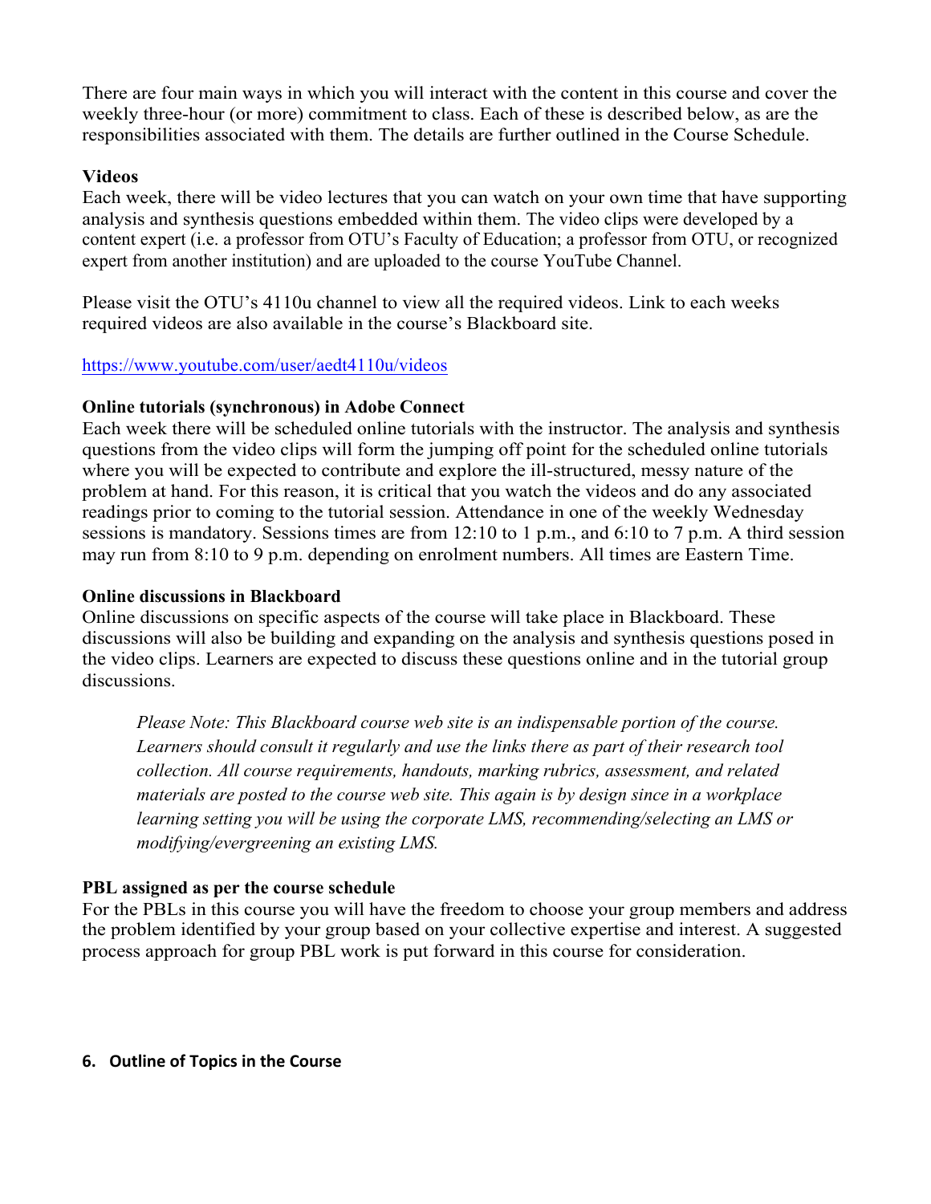There are four main ways in which you will interact with the content in this course and cover the weekly three-hour (or more) commitment to class. Each of these is described below, as are the responsibilities associated with them. The details are further outlined in the Course Schedule.

**Videos**

Each week, there will be video lectures that you can watch on your own time that have supporting analysis and synthesis questions embedded within them. The video clips were developed by a content expert (i.e. a professor from OTU's Faculty of Education; a professor from OTU, or recognized expert from another institution) and are uploaded to the course YouTube Channel.

Please visit the OTU's 4110u channel to view all the required videos. Link to each weeks required videos are also available in the course's Blackboard site.

https://www.youtube.com/user/aedt4110u/videos

**Online tutorials (synchronous) in Adobe Connect**

Each week there will be scheduled online tutorials with the instructor. The analysis and synthesis questions from the video clips will form the jumping off point for the scheduled online tutorials where you will be expected to contribute and explore the ill-structured, messy nature of the problem at hand. For this reason, it is critical that you watch the videos and do any associated readings prior to coming to the tutorial session. Attendance in one of the weekly Wednesday sessions is mandatory. Sessions times are from 12:10 to 1 p.m., and 6:10 to 7 p.m. A third session may run from 8:10 to 9 p.m. depending on enrolment numbers. All times are Eastern Time.

**Online discussions in Blackboard**

Online discussions on specific aspects of the course will take place in Blackboard. These discussions will also be building and expanding on the analysis and synthesis questions posed in the video clips. Learners are expected to discuss these questions online and in the tutorial group discussions.

> *Please Note: This Blackboard course web site is an indispensable portion of the course. Learners should consult it regularly and use the links there as part of their research tool collection. All course requirements, handouts, marking rubrics, assessment, and related materials are posted to the course web site. This again is by design since in a workplace learning setting you will be using the corporate LMS, recommending/selecting an LMS or modifying/evergreening an existing LMS.*

**PBL assigned as per the course schedule**

For the PBLs in this course you will have the freedom to choose your group members and address the problem identified by your group based on your collective expertise and interest. A suggested process approach for group PBL work is put forward in this course for consideration.

## 6. Outline of Topics in the Course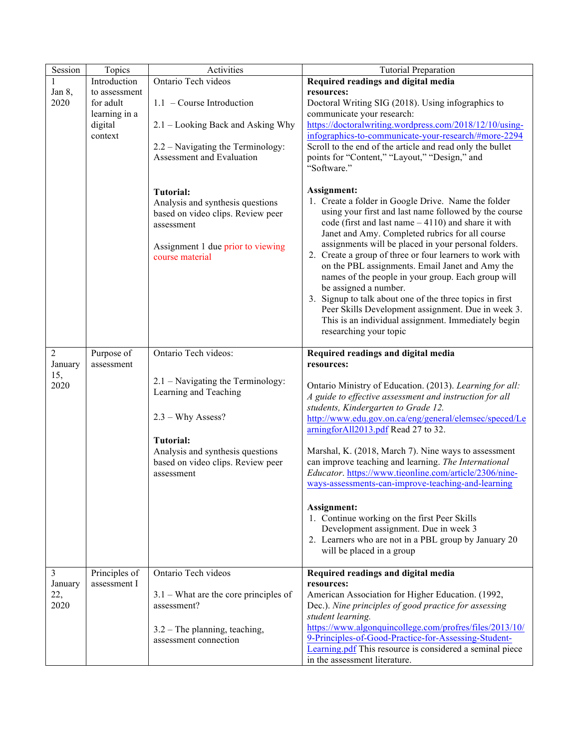| Session | Topics | Activities | Tutorial Preparation |
|---|---|---|---|
| 1<br>Jan 8, 2020 | Introduction to assessment for adult learning in a digital context | Ontario Tech videos<br><br>1.1 – Course Introduction<br><br>2.1 – Looking Back and Asking Why<br><br>2.2 – Navigating the Terminology: Assessment and Evaluation<br><br>**Tutorial:**<br>Analysis and synthesis questions based on video clips. Review peer assessment<br><br>Assignment 1 due prior to viewing course material | **Required readings and digital media resources:**<br>Doctoral Writing SIG (2018). Using infographics to communicate your research: https://doctoralwriting.wordpress.com/2018/12/10/using-infographics-to-communicate-your-research/#more-2294 Scroll to the end of the article and read only the bullet points for "Content," "Layout," "Design," and "Software."<br><br>**Assignment:**<br>1. Create a folder in Google Drive. Name the folder using your first and last name followed by the course code (first and last name – 4110) and share it with Janet and Amy. Completed rubrics for all course assignments will be placed in your personal folders.<br>2. Create a group of three or four learners to work with on the PBL assignments. Email Janet and Amy the names of the people in your group. Each group will be assigned a number.<br>3. Signup to talk about one of the three topics in first Peer Skills Development assignment. Due in week 3. This is an individual assignment. Immediately begin researching your topic |
| 2<br>January 15, 2020 | Purpose of assessment | Ontario Tech videos:<br><br>2.1 – Navigating the Terminology: Learning and Teaching<br><br>2.3 – Why Assess?<br><br>**Tutorial:**<br>Analysis and synthesis questions based on video clips. Review peer assessment | **Required readings and digital media resources:**<br><br>Ontario Ministry of Education. (2013). *Learning for all: A guide to effective assessment and instruction for all students, Kindergarten to Grade 12.* http://www.edu.gov.on.ca/eng/general/elemsec/speced/LearningforAll2013.pdf Read 27 to 32.<br><br>Marshal, K. (2018, March 7). Nine ways to assessment can improve teaching and learning. *The International Educator*. https://www.tieonline.com/article/2306/nine-ways-assessments-can-improve-teaching-and-learning<br><br>**Assignment:**<br>1. Continue working on the first Peer Skills Development assignment. Due in week 3<br>2. Learners who are not in a PBL group by January 20 will be placed in a group |
| 3<br>January 22, 2020 | Principles of assessment I | Ontario Tech videos<br><br>3.1 – What are the core principles of assessment?<br><br>3.2 – The planning, teaching, assessment connection | **Required readings and digital media resources:**<br>American Association for Higher Education. (1992, Dec.). *Nine principles of good practice for assessing student learning.* https://www.algonquincollege.com/profres/files/2013/10/9-Principles-of-Good-Practice-for-Assessing-Student-Learning.pdf This resource is considered a seminal piece in the assessment literature. |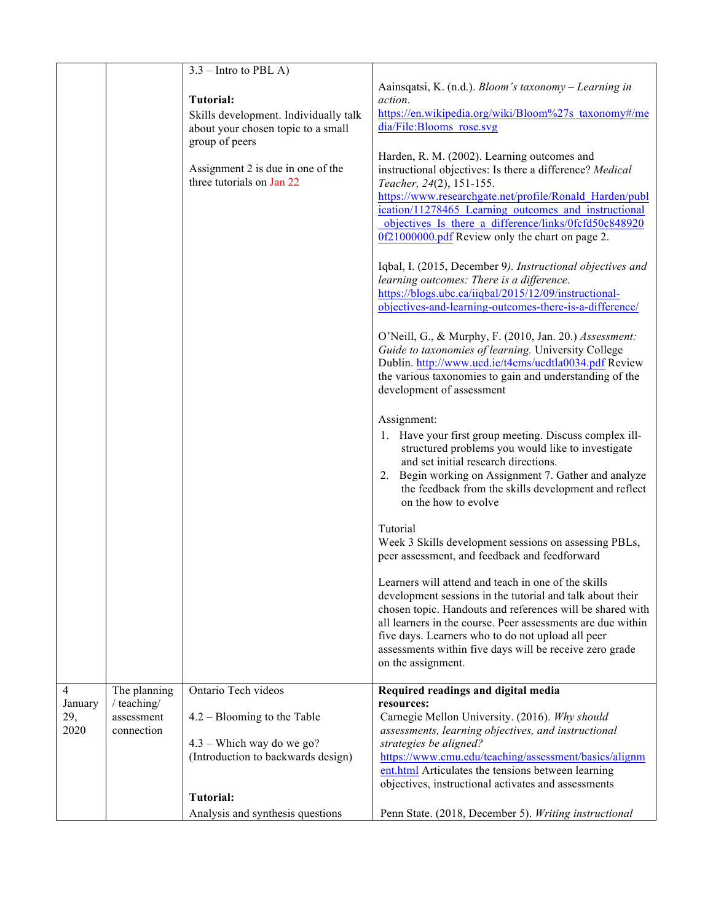| | | | |
|---|---|---|---|
| | | 3.3 – Intro to PBL A)<br><br>**Tutorial:**<br>Skills development. Individually talk about your chosen topic to a small group of peers<br><br>Assignment 2 is due in one of the three tutorials on Jan 22 | Aainsqatsi, K. (n.d.). *Bloom's taxonomy – Learning in action*. https://en.wikipedia.org/wiki/Bloom%27s_taxonomy#/media/File:Blooms_rose.svg<br><br>Harden, R. M. (2002). Learning outcomes and instructional objectives: Is there a difference? *Medical Teacher, 24*(2), 151-155. https://www.researchgate.net/profile/Ronald_Harden/publication/11278465_Learning_outcomes_and_instructional_objectives_Is_there_a_difference/links/0fcfd50c8489200f21000000.pdf Review only the chart on page 2.<br><br>Iqbal, I. (2015, December 9*). Instructional objectives and learning outcomes: There is a difference*. https://blogs.ubc.ca/iiqbal/2015/12/09/instructional-objectives-and-learning-outcomes-there-is-a-difference/<br><br>O'Neill, G., & Murphy, F. (2010, Jan. 20.) *Assessment: Guide to taxonomies of learning.* University College Dublin. http://www.ucd.ie/t4cms/ucdtla0034.pdf Review the various taxonomies to gain and understanding of the development of assessment<br><br>Assignment:<br>1. Have your first group meeting. Discuss complex ill-structured problems you would like to investigate and set initial research directions.<br>2. Begin working on Assignment 7. Gather and analyze the feedback from the skills development and reflect on the how to evolve<br><br>Tutorial<br>Week 3 Skills development sessions on assessing PBLs, peer assessment, and feedback and feedforward<br><br>Learners will attend and teach in one of the skills development sessions in the tutorial and talk about their chosen topic. Handouts and references will be shared with all learners in the course. Peer assessments are due within five days. Learners who to do not upload all peer assessments within five days will be receive zero grade on the assignment. |
| 4<br>January 29, 2020 | The planning / teaching/ assessment connection | Ontario Tech videos<br><br>4.2 – Blooming to the Table<br><br>4.3 – Which way do we go? (Introduction to backwards design)<br><br>**Tutorial:**<br>Analysis and synthesis questions | **Required readings and digital media resources:**<br>Carnegie Mellon University. (2016). *Why should assessments, learning objectives, and instructional strategies be aligned?* https://www.cmu.edu/teaching/assessment/basics/alignment.html Articulates the tensions between learning objectives, instructional activates and assessments<br><br>Penn State. (2018, December 5). *Writing instructional* |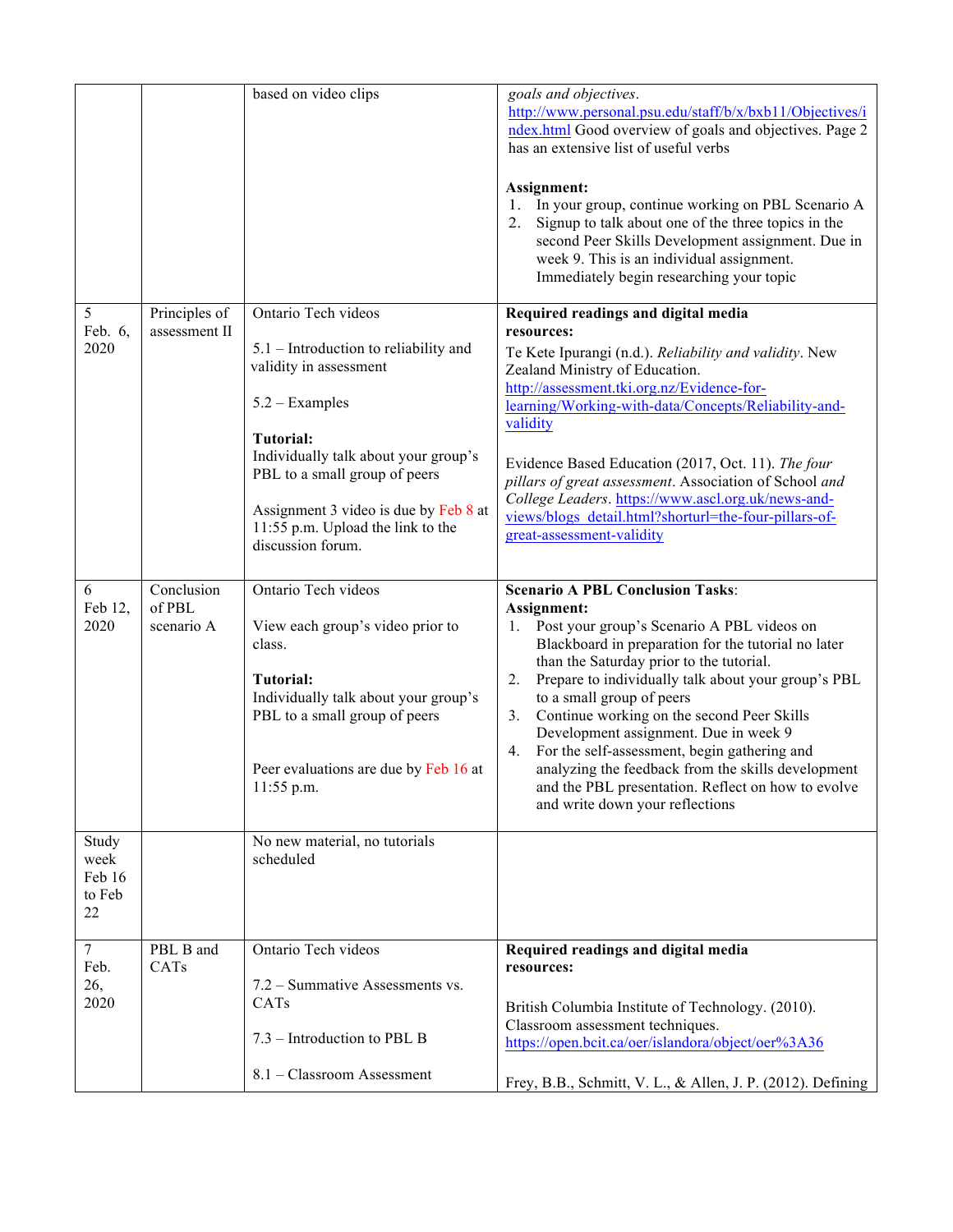| | | | |
|---|---|---|---|
| | | based on video clips | *goals and objectives*. http://www.personal.psu.edu/staff/b/x/bxb11/Objectives/index.html Good overview of goals and objectives. Page 2 has an extensive list of useful verbs<br><br>**Assignment:**<br>1. In your group, continue working on PBL Scenario A<br>2. Signup to talk about one of the three topics in the second Peer Skills Development assignment. Due in week 9. This is an individual assignment. Immediately begin researching your topic |
| 5<br>Feb. 6, 2020 | Principles of assessment II | Ontario Tech videos<br><br>5.1 – Introduction to reliability and validity in assessment<br><br>5.2 – Examples<br><br>**Tutorial:**<br>Individually talk about your group's PBL to a small group of peers<br><br>Assignment 3 video is due by Feb 8 at 11:55 p.m. Upload the link to the discussion forum. | **Required readings and digital media resources:**<br>Te Kete Ipurangi (n.d.). *Reliability and validity*. New Zealand Ministry of Education. http://assessment.tki.org.nz/Evidence-for-learning/Working-with-data/Concepts/Reliability-and-validity<br><br>Evidence Based Education (2017, Oct. 11). *The four pillars of great assessment*. Association of School *and College Leaders*. https://www.ascl.org.uk/news-and-views/blogs_detail.html?shorturl=the-four-pillars-of-great-assessment-validity |
| 6<br>Feb 12, 2020 | Conclusion of PBL scenario A | Ontario Tech videos<br><br>View each group's video prior to class.<br><br>**Tutorial:**<br>Individually talk about your group's PBL to a small group of peers<br><br>Peer evaluations are due by Feb 16 at 11:55 p.m. | **Scenario A PBL Conclusion Tasks**:<br>**Assignment:**<br>1. Post your group's Scenario A PBL videos on Blackboard in preparation for the tutorial no later than the Saturday prior to the tutorial.<br>2. Prepare to individually talk about your group's PBL to a small group of peers<br>3. Continue working on the second Peer Skills Development assignment. Due in week 9<br>4. For the self-assessment, begin gathering and analyzing the feedback from the skills development and the PBL presentation. Reflect on how to evolve and write down your reflections |
| Study week Feb 16 to Feb 22 | | No new material, no tutorials scheduled | |
| 7<br>Feb. 26, 2020 | PBL B and CATs | Ontario Tech videos<br><br>7.2 – Summative Assessments vs. CATs<br><br>7.3 – Introduction to PBL B<br><br>8.1 – Classroom Assessment | **Required readings and digital media resources:**<br><br>British Columbia Institute of Technology. (2010). Classroom assessment techniques. https://open.bcit.ca/oer/islandora/object/oer%3A36<br><br>Frey, B.B., Schmitt, V. L., & Allen, J. P. (2012). Defining |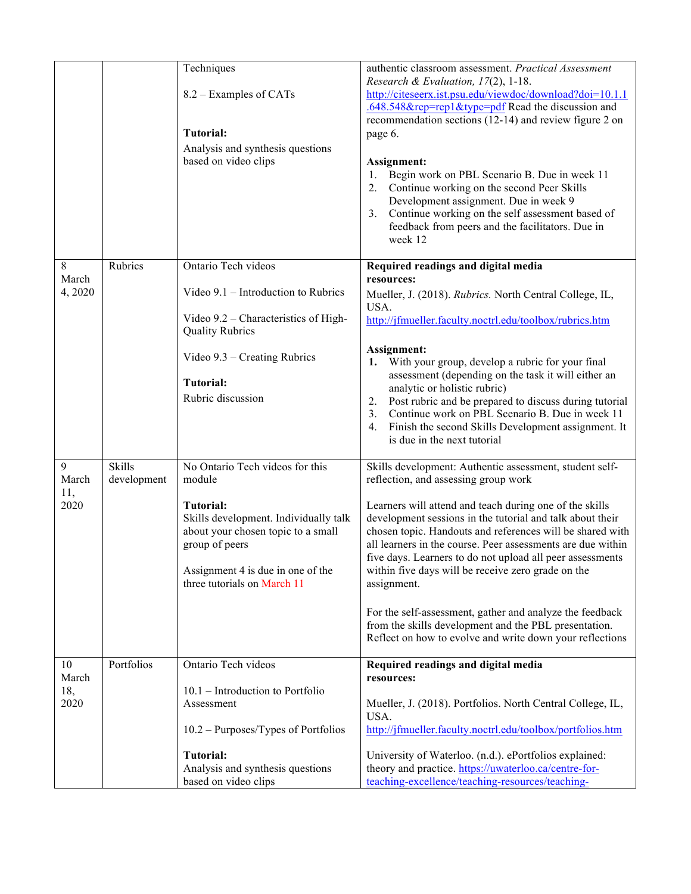| | | | |
|---|---|---|---|
| | | Techniques<br><br>8.2 – Examples of CATs<br><br>**Tutorial:**<br>Analysis and synthesis questions based on video clips | authentic classroom assessment. *Practical Assessment Research & Evaluation, 17*(2), 1-18. http://citeseerx.ist.psu.edu/viewdoc/download?doi=10.1.1.648.548&rep=rep1&type=pdf Read the discussion and recommendation sections (12-14) and review figure 2 on page 6.<br><br>**Assignment:**<br>1. Begin work on PBL Scenario B. Due in week 11<br>2. Continue working on the second Peer Skills Development assignment. Due in week 9<br>3. Continue working on the self assessment based of feedback from peers and the facilitators. Due in week 12 |
| 8<br>March 4, 2020 | Rubrics | Ontario Tech videos<br><br>Video 9.1 – Introduction to Rubrics<br><br>Video 9.2 – Characteristics of High-Quality Rubrics<br><br>Video 9.3 – Creating Rubrics<br><br>**Tutorial:**<br>Rubric discussion | **Required readings and digital media resources:**<br>Mueller, J. (2018). *Rubrics.* North Central College, IL, USA. http://jfmueller.faculty.noctrl.edu/toolbox/rubrics.htm<br><br>**Assignment:**<br>**1.** With your group, develop a rubric for your final assessment (depending on the task it will either an analytic or holistic rubric)<br>2. Post rubric and be prepared to discuss during tutorial<br>3. Continue work on PBL Scenario B. Due in week 11<br>4. Finish the second Skills Development assignment. It is due in the next tutorial |
| 9<br>March 11, 2020 | Skills development | No Ontario Tech videos for this module<br><br>**Tutorial:**<br>Skills development. Individually talk about your chosen topic to a small group of peers<br><br>Assignment 4 is due in one of the three tutorials on March 11 | Skills development: Authentic assessment, student self-reflection, and assessing group work<br><br>Learners will attend and teach during one of the skills development sessions in the tutorial and talk about their chosen topic. Handouts and references will be shared with all learners in the course. Peer assessments are due within five days. Learners to do not upload all peer assessments within five days will be receive zero grade on the assignment.<br><br>For the self-assessment, gather and analyze the feedback from the skills development and the PBL presentation. Reflect on how to evolve and write down your reflections |
| 10<br>March 18, 2020 | Portfolios | Ontario Tech videos<br><br>10.1 – Introduction to Portfolio Assessment<br><br>10.2 – Purposes/Types of Portfolios<br><br>**Tutorial:**<br>Analysis and synthesis questions based on video clips | **Required readings and digital media resources:**<br><br>Mueller, J. (2018). Portfolios. North Central College, IL, USA. http://jfmueller.faculty.noctrl.edu/toolbox/portfolios.htm<br><br>University of Waterloo. (n.d.). ePortfolios explained: theory and practice. https://uwaterloo.ca/centre-for-teaching-excellence/teaching-resources/teaching- |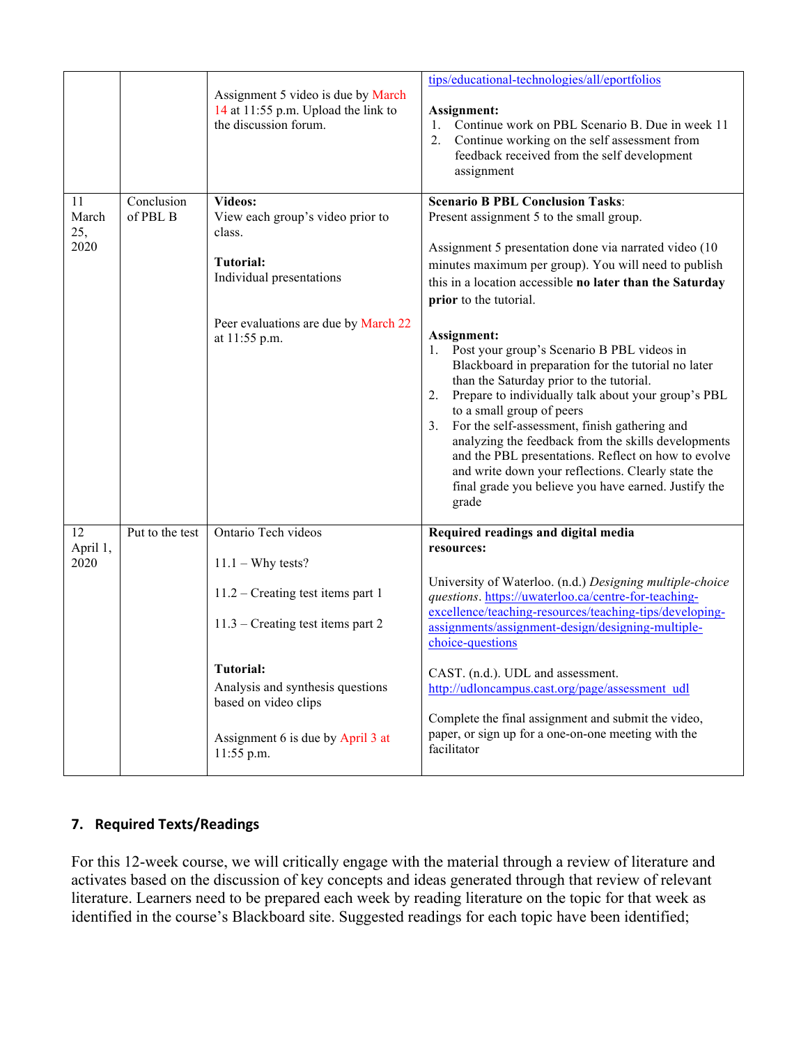| | | | |
|---|---|---|---|
| | | Assignment 5 video is due by March 14 at 11:55 p.m. Upload the link to the discussion forum. | tips/educational-technologies/all/eportfolios<br><br>**Assignment:**<br>1. Continue work on PBL Scenario B. Due in week 11<br>2. Continue working on the self assessment from feedback received from the self development assignment |
| 11<br>March 25, 2020 | Conclusion of PBL B | **Videos:**<br>View each group's video prior to class.<br><br>**Tutorial:**<br>Individual presentations<br><br>Peer evaluations are due by March 22 at 11:55 p.m. | **Scenario B PBL Conclusion Tasks**:<br>Present assignment 5 to the small group.<br><br>Assignment 5 presentation done via narrated video (10 minutes maximum per group). You will need to publish this in a location accessible **no later than the Saturday prior** to the tutorial.<br><br>**Assignment:**<br>1. Post your group's Scenario B PBL videos in Blackboard in preparation for the tutorial no later than the Saturday prior to the tutorial.<br>2. Prepare to individually talk about your group's PBL to a small group of peers<br>3. For the self-assessment, finish gathering and analyzing the feedback from the skills developments and the PBL presentations. Reflect on how to evolve and write down your reflections. Clearly state the final grade you believe you have earned. Justify the grade |
| 12<br>April 1, 2020 | Put to the test | Ontario Tech videos<br><br>11.1 – Why tests?<br><br>11.2 – Creating test items part 1<br><br>11.3 – Creating test items part 2<br><br>**Tutorial:**<br>Analysis and synthesis questions based on video clips<br><br>Assignment 6 is due by April 3 at 11:55 p.m. | **Required readings and digital media resources:**<br><br>University of Waterloo. (n.d.) *Designing multiple-choice questions*. https://uwaterloo.ca/centre-for-teaching-excellence/teaching-resources/teaching-tips/developing-assignments/assignment-design/designing-multiple-choice-questions<br><br>CAST. (n.d.). UDL and assessment. http://udloncampus.cast.org/page/assessment_udl<br><br>Complete the final assignment and submit the video, paper, or sign up for a one-on-one meeting with the facilitator |

## 7. Required Texts/Readings

For this 12-week course, we will critically engage with the material through a review of literature and activates based on the discussion of key concepts and ideas generated through that review of relevant literature. Learners need to be prepared each week by reading literature on the topic for that week as identified in the course's Blackboard site. Suggested readings for each topic have been identified;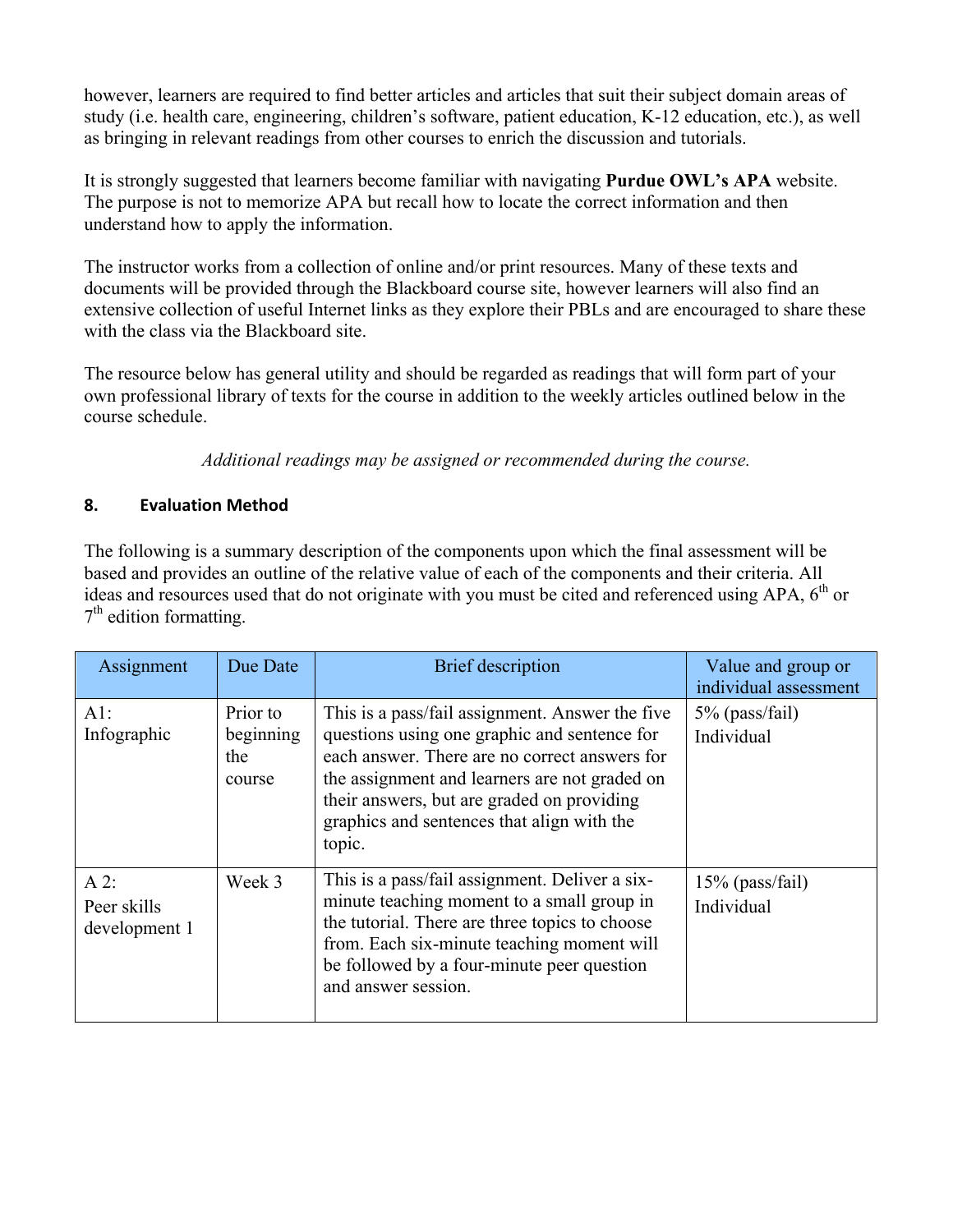however, learners are required to find better articles and articles that suit their subject domain areas of study (i.e. health care, engineering, children's software, patient education, K-12 education, etc.), as well as bringing in relevant readings from other courses to enrich the discussion and tutorials.

It is strongly suggested that learners become familiar with navigating **Purdue OWL's APA** website. The purpose is not to memorize APA but recall how to locate the correct information and then understand how to apply the information.

The instructor works from a collection of online and/or print resources. Many of these texts and documents will be provided through the Blackboard course site, however learners will also find an extensive collection of useful Internet links as they explore their PBLs and are encouraged to share these with the class via the Blackboard site.

The resource below has general utility and should be regarded as readings that will form part of your own professional library of texts for the course in addition to the weekly articles outlined below in the course schedule.

*Additional readings may be assigned or recommended during the course.*

## 8. Evaluation Method

The following is a summary description of the components upon which the final assessment will be based and provides an outline of the relative value of each of the components and their criteria. All ideas and resources used that do not originate with you must be cited and referenced using APA, 6th or 7th edition formatting.

| Assignment | Due Date | Brief description | Value and group or individual assessment |
|---|---|---|---|
| A1: Infographic | Prior to beginning the course | This is a pass/fail assignment. Answer the five questions using one graphic and sentence for each answer. There are no correct answers for the assignment and learners are not graded on their answers, but are graded on providing graphics and sentences that align with the topic. | 5% (pass/fail) Individual |
| A 2: Peer skills development 1 | Week 3 | This is a pass/fail assignment. Deliver a six-minute teaching moment to a small group in the tutorial. There are three topics to choose from. Each six-minute teaching moment will be followed by a four-minute peer question and answer session. | 15% (pass/fail) Individual |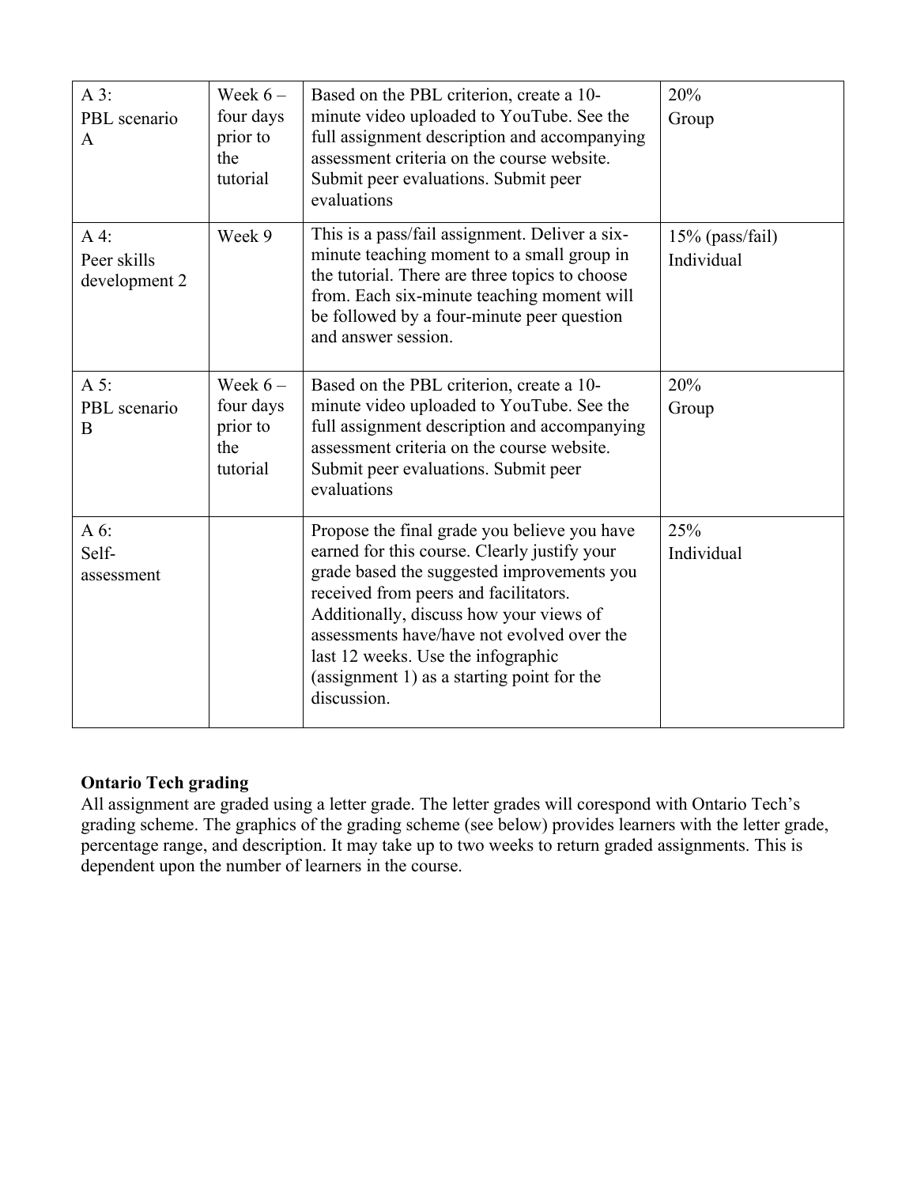| | | | |
|---|---|---|---|
| A 3: PBL scenario A | Week 6 – four days prior to the tutorial | Based on the PBL criterion, create a 10-minute video uploaded to YouTube. See the full assignment description and accompanying assessment criteria on the course website. Submit peer evaluations. Submit peer evaluations | 20% Group |
| A 4: Peer skills development 2 | Week 9 | This is a pass/fail assignment. Deliver a six-minute teaching moment to a small group in the tutorial. There are three topics to choose from. Each six-minute teaching moment will be followed by a four-minute peer question and answer session. | 15% (pass/fail) Individual |
| A 5: PBL scenario B | Week 6 – four days prior to the tutorial | Based on the PBL criterion, create a 10-minute video uploaded to YouTube. See the full assignment description and accompanying assessment criteria on the course website. Submit peer evaluations. Submit peer evaluations | 20% Group |
| A 6: Self-assessment | | Propose the final grade you believe you have earned for this course. Clearly justify your grade based the suggested improvements you received from peers and facilitators. Additionally, discuss how your views of assessments have/have not evolved over the last 12 weeks. Use the infographic (assignment 1) as a starting point for the discussion. | 25% Individual |

**Ontario Tech grading**

All assignment are graded using a letter grade. The letter grades will corespond with Ontario Tech's grading scheme. The graphics of the grading scheme (see below) provides learners with the letter grade, percentage range, and description. It may take up to two weeks to return graded assignments. This is dependent upon the number of learners in the course.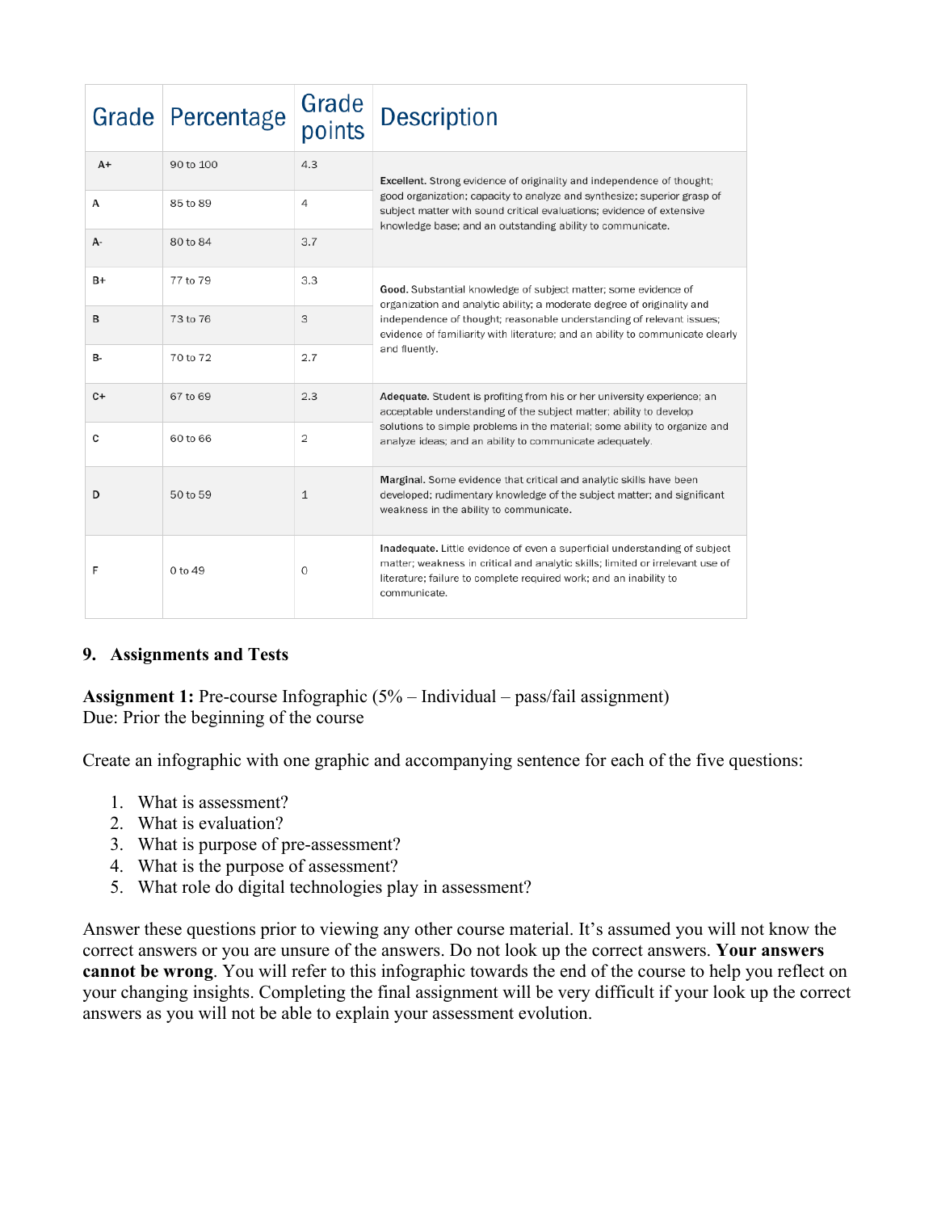| Grade | Percentage | Grade points | Description |
|---|---|---|---|
| A+ | 90 to 100 | 4.3 | **Excellent.** Strong evidence of originality and independence of thought; good organization; capacity to analyze and synthesize; superior grasp of subject matter with sound critical evaluations; evidence of extensive knowledge base; and an outstanding ability to communicate. |
| A | 85 to 89 | 4 | |
| A- | 80 to 84 | 3.7 | |
| B+ | 77 to 79 | 3.3 | **Good.** Substantial knowledge of subject matter; some evidence of organization and analytic ability; a moderate degree of originality and independence of thought; reasonable understanding of relevant issues; evidence of familiarity with literature; and an ability to communicate clearly and fluently. |
| B | 73 to 76 | 3 | |
| B- | 70 to 72 | 2.7 | |
| C+ | 67 to 69 | 2.3 | **Adequate.** Student is profiting from his or her university experience; an acceptable understanding of the subject matter; ability to develop solutions to simple problems in the material; some ability to organize and analyze ideas; and an ability to communicate adequately. |
| C | 60 to 66 | 2 | |
| D | 50 to 59 | 1 | **Marginal.** Some evidence that critical and analytic skills have been developed; rudimentary knowledge of the subject matter; and significant weakness in the ability to communicate. |
| F | 0 to 49 | 0 | **Inadequate.** Little evidence of even a superficial understanding of subject matter; weakness in critical and analytic skills; limited or irrelevant use of literature; failure to complete required work; and an inability to communicate. |

## 9. Assignments and Tests

**Assignment 1:** Pre-course Infographic (5% – Individual – pass/fail assignment)
Due: Prior the beginning of the course

Create an infographic with one graphic and accompanying sentence for each of the five questions:

1. What is assessment?
2. What is evaluation?
3. What is purpose of pre-assessment?
4. What is the purpose of assessment?
5. What role do digital technologies play in assessment?

Answer these questions prior to viewing any other course material. It's assumed you will not know the correct answers or you are unsure of the answers. Do not look up the correct answers. **Your answers cannot be wrong**. You will refer to this infographic towards the end of the course to help you reflect on your changing insights. Completing the final assignment will be very difficult if your look up the correct answers as you will not be able to explain your assessment evolution.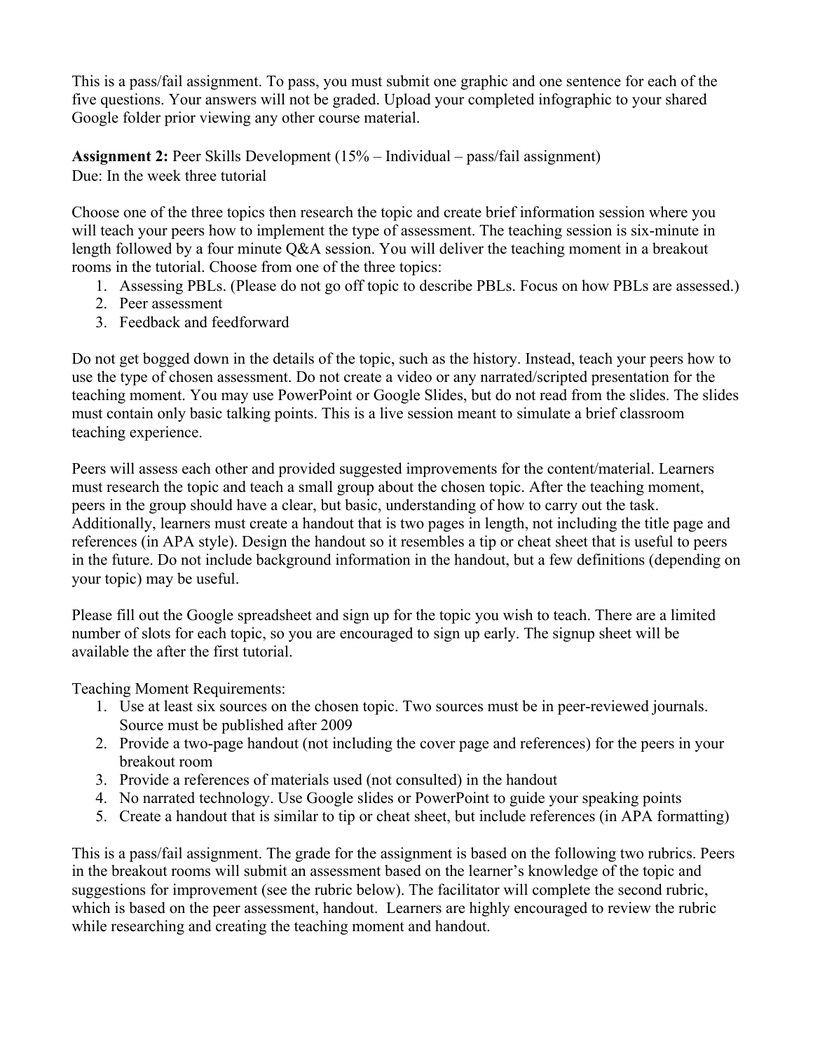This is a pass/fail assignment. To pass, you must submit one graphic and one sentence for each of the five questions. Your answers will not be graded. Upload your completed infographic to your shared Google folder prior viewing any other course material.

**Assignment 2:** Peer Skills Development (15% – Individual – pass/fail assignment)
Due: In the week three tutorial

Choose one of the three topics then research the topic and create brief information session where you will teach your peers how to implement the type of assessment. The teaching session is six-minute in length followed by a four minute Q&A session. You will deliver the teaching moment in a breakout rooms in the tutorial. Choose from one of the three topics:

1. Assessing PBLs. (Please do not go off topic to describe PBLs. Focus on how PBLs are assessed.)
2. Peer assessment
3. Feedback and feedforward

Do not get bogged down in the details of the topic, such as the history. Instead, teach your peers how to use the type of chosen assessment. Do not create a video or any narrated/scripted presentation for the teaching moment. You may use PowerPoint or Google Slides, but do not read from the slides. The slides must contain only basic talking points. This is a live session meant to simulate a brief classroom teaching experience.

Peers will assess each other and provided suggested improvements for the content/material. Learners must research the topic and teach a small group about the chosen topic. After the teaching moment, peers in the group should have a clear, but basic, understanding of how to carry out the task. Additionally, learners must create a handout that is two pages in length, not including the title page and references (in APA style). Design the handout so it resembles a tip or cheat sheet that is useful to peers in the future. Do not include background information in the handout, but a few definitions (depending on your topic) may be useful.

Please fill out the Google spreadsheet and sign up for the topic you wish to teach. There are a limited number of slots for each topic, so you are encouraged to sign up early. The signup sheet will be available the after the first tutorial.

Teaching Moment Requirements:

1. Use at least six sources on the chosen topic. Two sources must be in peer-reviewed journals. Source must be published after 2009
2. Provide a two-page handout (not including the cover page and references) for the peers in your breakout room
3. Provide a references of materials used (not consulted) in the handout
4. No narrated technology. Use Google slides or PowerPoint to guide your speaking points
5. Create a handout that is similar to tip or cheat sheet, but include references (in APA formatting)

This is a pass/fail assignment. The grade for the assignment is based on the following two rubrics. Peers in the breakout rooms will submit an assessment based on the learner's knowledge of the topic and suggestions for improvement (see the rubric below). The facilitator will complete the second rubric, which is based on the peer assessment, handout. Learners are highly encouraged to review the rubric while researching and creating the teaching moment and handout.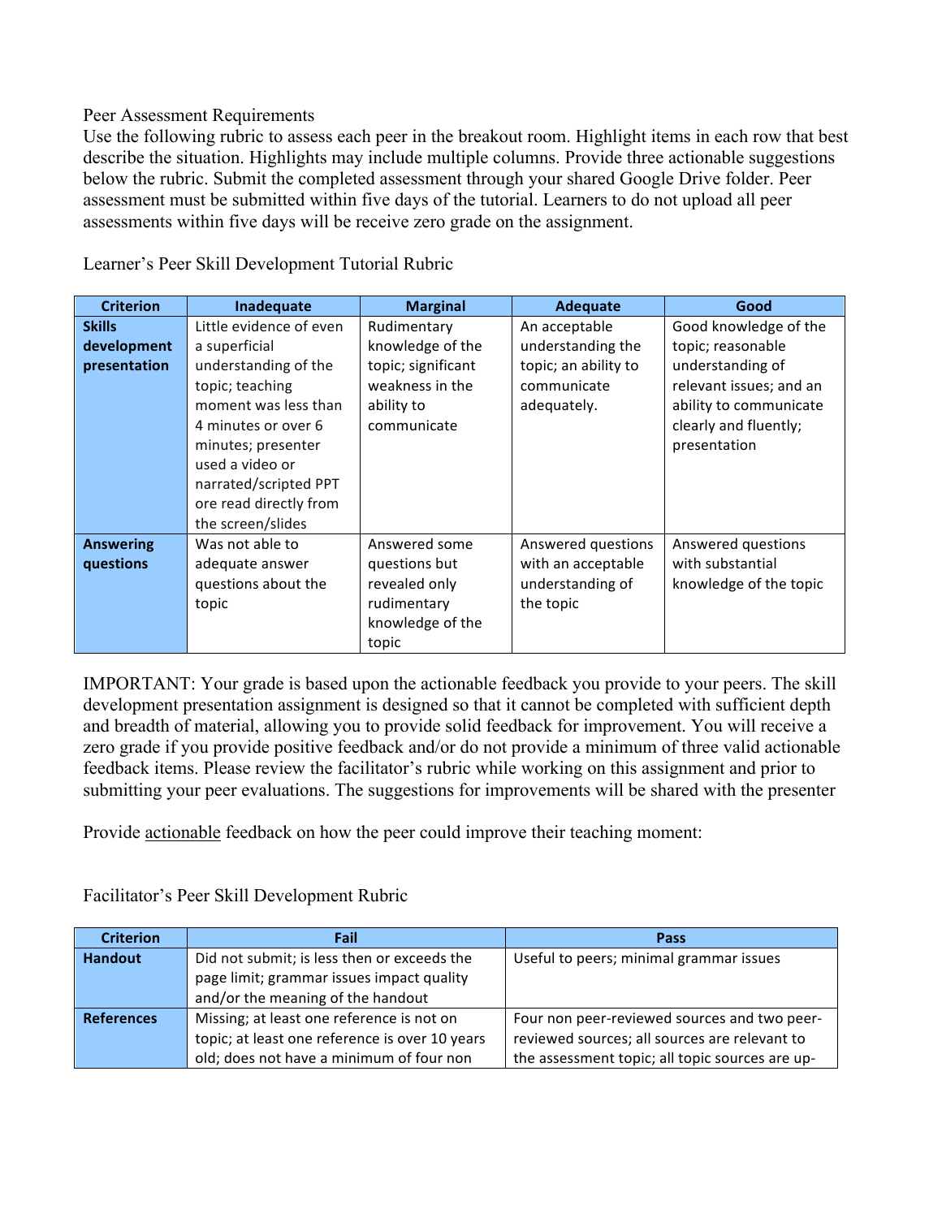Peer Assessment Requirements

Use the following rubric to assess each peer in the breakout room. Highlight items in each row that best describe the situation. Highlights may include multiple columns. Provide three actionable suggestions below the rubric. Submit the completed assessment through your shared Google Drive folder. Peer assessment must be submitted within five days of the tutorial. Learners to do not upload all peer assessments within five days will be receive zero grade on the assignment.

Learner's Peer Skill Development Tutorial Rubric

| Criterion | Inadequate | Marginal | Adequate | Good |
|---|---|---|---|---|
| **Skills development presentation** | Little evidence of even a superficial understanding of the topic; teaching moment was less than 4 minutes or over 6 minutes; presenter used a video or narrated/scripted PPT ore read directly from the screen/slides | Rudimentary knowledge of the topic; significant weakness in the ability to communicate | An acceptable understanding the topic; an ability to communicate adequately. | Good knowledge of the topic; reasonable understanding of relevant issues; and an ability to communicate clearly and fluently; presentation |
| **Answering questions** | Was not able to adequate answer questions about the topic | Answered some questions but revealed only rudimentary knowledge of the topic | Answered questions with an acceptable understanding of the topic | Answered questions with substantial knowledge of the topic |

IMPORTANT: Your grade is based upon the actionable feedback you provide to your peers. The skill development presentation assignment is designed so that it cannot be completed with sufficient depth and breadth of material, allowing you to provide solid feedback for improvement. You will receive a zero grade if you provide positive feedback and/or do not provide a minimum of three valid actionable feedback items. Please review the facilitator's rubric while working on this assignment and prior to submitting your peer evaluations. The suggestions for improvements will be shared with the presenter

Provide <u>actionable</u> feedback on how the peer could improve their teaching moment:

Facilitator's Peer Skill Development Rubric

| Criterion | Fail | Pass |
|---|---|---|
| **Handout** | Did not submit; is less then or exceeds the page limit; grammar issues impact quality and/or the meaning of the handout | Useful to peers; minimal grammar issues |
| **References** | Missing; at least one reference is not on topic; at least one reference is over 10 years old; does not have a minimum of four non | Four non peer-reviewed sources and two peer-reviewed sources; all sources are relevant to the assessment topic; all topic sources are up- |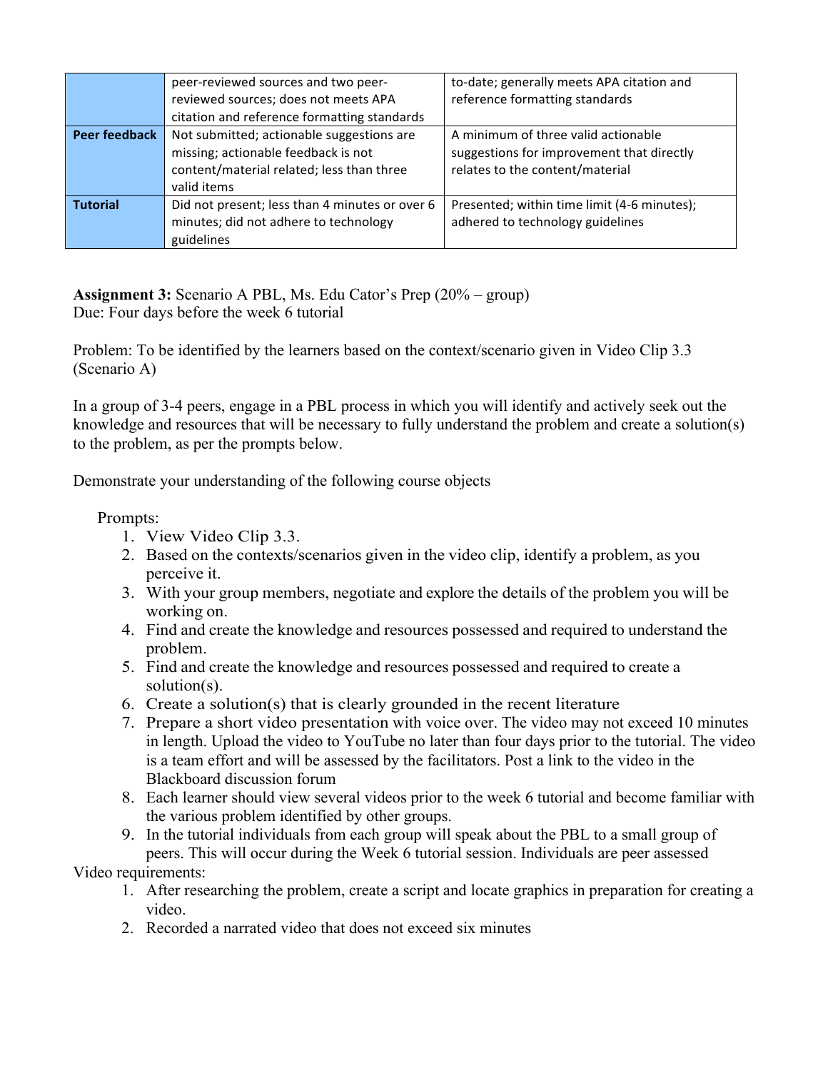|  | peer-reviewed sources and two peer-reviewed sources; does not meets APA citation and reference formatting standards | to-date; generally meets APA citation and reference formatting standards |
|---|---|---|
| **Peer feedback** | Not submitted; actionable suggestions are missing; actionable feedback is not content/material related; less than three valid items | A minimum of three valid actionable suggestions for improvement that directly relates to the content/material |
| **Tutorial** | Did not present; less than 4 minutes or over 6 minutes; did not adhere to technology guidelines | Presented; within time limit (4-6 minutes); adhered to technology guidelines |

**Assignment 3:** Scenario A PBL, Ms. Edu Cator's Prep (20% – group)
Due: Four days before the week 6 tutorial

Problem: To be identified by the learners based on the context/scenario given in Video Clip 3.3 (Scenario A)

In a group of 3-4 peers, engage in a PBL process in which you will identify and actively seek out the knowledge and resources that will be necessary to fully understand the problem and create a solution(s) to the problem, as per the prompts below.

Demonstrate your understanding of the following course objects

Prompts:

1. View Video Clip 3.3.
2. Based on the contexts/scenarios given in the video clip, identify a problem, as you perceive it.
3. With your group members, negotiate and explore the details of the problem you will be working on.
4. Find and create the knowledge and resources possessed and required to understand the problem.
5. Find and create the knowledge and resources possessed and required to create a solution(s).
6. Create a solution(s) that is clearly grounded in the recent literature
7. Prepare a short video presentation with voice over. The video may not exceed 10 minutes in length. Upload the video to YouTube no later than four days prior to the tutorial. The video is a team effort and will be assessed by the facilitators. Post a link to the video in the Blackboard discussion forum
8. Each learner should view several videos prior to the week 6 tutorial and become familiar with the various problem identified by other groups.
9. In the tutorial individuals from each group will speak about the PBL to a small group of peers. This will occur during the Week 6 tutorial session. Individuals are peer assessed

Video requirements:

1. After researching the problem, create a script and locate graphics in preparation for creating a video.
2. Recorded a narrated video that does not exceed six minutes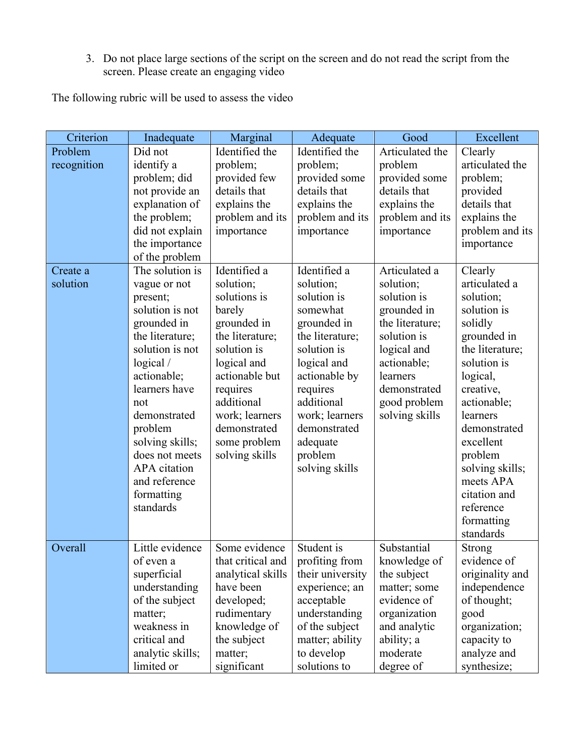3. Do not place large sections of the script on the screen and do not read the script from the screen. Please create an engaging video

The following rubric will be used to assess the video

| Criterion | Inadequate | Marginal | Adequate | Good | Excellent |
|---|---|---|---|---|---|
| Problem recognition | Did not identify a problem; did not provide an explanation of the problem; did not explain the importance of the problem | Identified the problem; provided few details that explains the problem and its importance | Identified the problem; provided some details that explains the problem and its importance | Articulated the problem provided some details that explains the problem and its importance | Clearly articulated the problem; provided details that explains the problem and its importance |
| Create a solution | The solution is vague or not present; solution is not grounded in the literature; solution is not logical / actionable; learners have not demonstrated problem solving skills; does not meets APA citation and reference formatting standards | Identified a solution; solutions is barely grounded in the literature; solution is logical and actionable but requires additional work; learners demonstrated some problem solving skills | Identified a solution; solution is somewhat grounded in the literature; solution is logical and actionable by requires additional work; learners demonstrated adequate problem solving skills | Articulated a solution; solution is grounded in the literature; solution is logical and actionable; learners demonstrated good problem solving skills | Clearly articulated a solution; solution is solidly grounded in the literature; solution is logical, creative, actionable; learners demonstrated excellent problem solving skills; meets APA citation and reference formatting standards |
| Overall | Little evidence of even a superficial understanding of the subject matter; weakness in critical and analytic skills; limited or | Some evidence that critical and analytical skills have been developed; rudimentary knowledge of the subject matter; significant | Student is profiting from their university experience; an acceptable understanding of the subject matter; ability to develop solutions to | Substantial knowledge of the subject matter; some evidence of organization and analytic ability; a moderate degree of | Strong evidence of originality and independence of thought; good organization; capacity to analyze and synthesize; |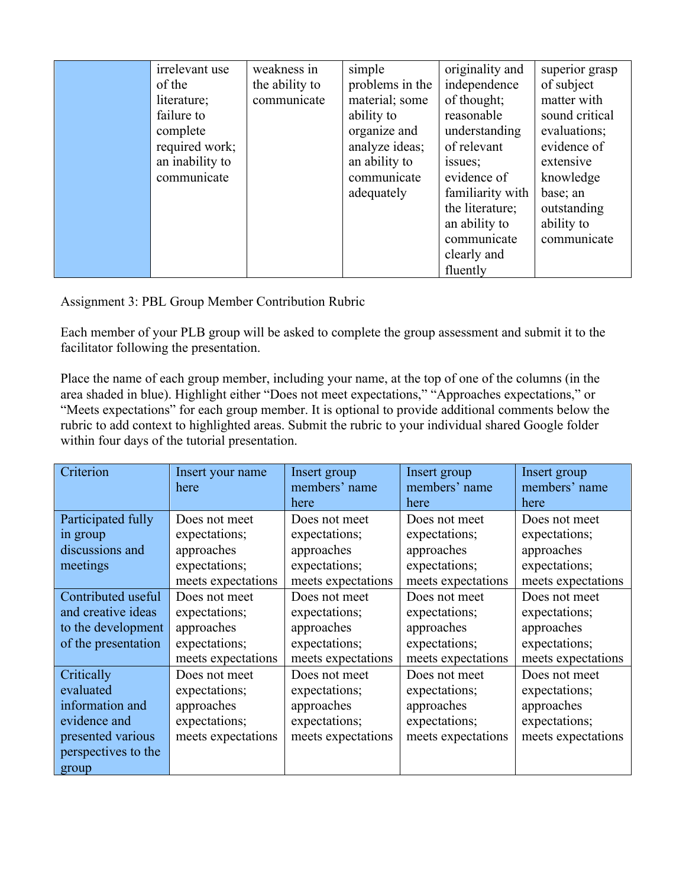| | | | | | |
|---|---|---|---|---|---|
| | irrelevant use of the literature; failure to complete required work; an inability to communicate | weakness in the ability to communicate | simple problems in the material; some ability to organize and analyze ideas; an ability to communicate adequately | originality and independence of thought; reasonable understanding of relevant issues; evidence of familiarity with the literature; an ability to communicate clearly and fluently | superior grasp of subject matter with sound critical evaluations; evidence of extensive knowledge base; an outstanding ability to communicate |

Assignment 3: PBL Group Member Contribution Rubric

Each member of your PLB group will be asked to complete the group assessment and submit it to the facilitator following the presentation.

Place the name of each group member, including your name, at the top of one of the columns (in the area shaded in blue). Highlight either "Does not meet expectations," "Approaches expectations," or "Meets expectations" for each group member. It is optional to provide additional comments below the rubric to add context to highlighted areas. Submit the rubric to your individual shared Google folder within four days of the tutorial presentation.

| Criterion | Insert your name here | Insert group members' name here | Insert group members' name here | Insert group members' name here |
|---|---|---|---|---|
| Participated fully in group discussions and meetings | Does not meet expectations; approaches expectations; meets expectations | Does not meet expectations; approaches expectations; meets expectations | Does not meet expectations; approaches expectations; meets expectations | Does not meet expectations; approaches expectations; meets expectations |
| Contributed useful and creative ideas to the development of the presentation | Does not meet expectations; approaches expectations; meets expectations | Does not meet expectations; approaches expectations; meets expectations | Does not meet expectations; approaches expectations; meets expectations | Does not meet expectations; approaches expectations; meets expectations |
| Critically evaluated information and evidence and presented various perspectives to the group | Does not meet expectations; approaches expectations; meets expectations | Does not meet expectations; approaches expectations; meets expectations | Does not meet expectations; approaches expectations; meets expectations | Does not meet expectations; approaches expectations; meets expectations |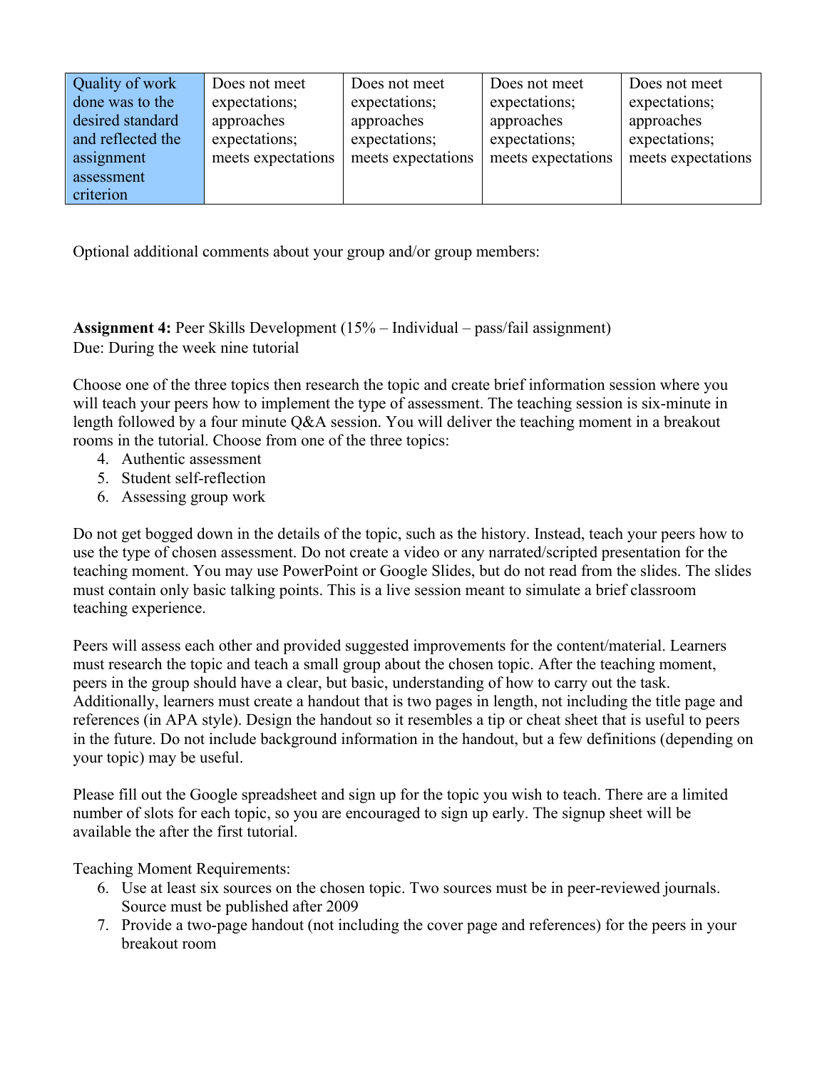| Quality of work done was to the desired standard and reflected the assignment assessment criterion | Does not meet expectations; approaches expectations; meets expectations | Does not meet expectations; approaches expectations; meets expectations | Does not meet expectations; approaches expectations; meets expectations | Does not meet expectations; approaches expectations; meets expectations |
|---|---|---|---|---|

Optional additional comments about your group and/or group members:

**Assignment 4:** Peer Skills Development (15% – Individual – pass/fail assignment)
Due: During the week nine tutorial

Choose one of the three topics then research the topic and create brief information session where you will teach your peers how to implement the type of assessment. The teaching session is six-minute in length followed by a four minute Q&A session. You will deliver the teaching moment in a breakout rooms in the tutorial. Choose from one of the three topics:

4. Authentic assessment
5. Student self-reflection
6. Assessing group work

Do not get bogged down in the details of the topic, such as the history. Instead, teach your peers how to use the type of chosen assessment. Do not create a video or any narrated/scripted presentation for the teaching moment. You may use PowerPoint or Google Slides, but do not read from the slides. The slides must contain only basic talking points. This is a live session meant to simulate a brief classroom teaching experience.

Peers will assess each other and provided suggested improvements for the content/material. Learners must research the topic and teach a small group about the chosen topic. After the teaching moment, peers in the group should have a clear, but basic, understanding of how to carry out the task. Additionally, learners must create a handout that is two pages in length, not including the title page and references (in APA style). Design the handout so it resembles a tip or cheat sheet that is useful to peers in the future. Do not include background information in the handout, but a few definitions (depending on your topic) may be useful.

Please fill out the Google spreadsheet and sign up for the topic you wish to teach. There are a limited number of slots for each topic, so you are encouraged to sign up early. The signup sheet will be available the after the first tutorial.

Teaching Moment Requirements:

6. Use at least six sources on the chosen topic. Two sources must be in peer-reviewed journals. Source must be published after 2009
7. Provide a two-page handout (not including the cover page and references) for the peers in your breakout room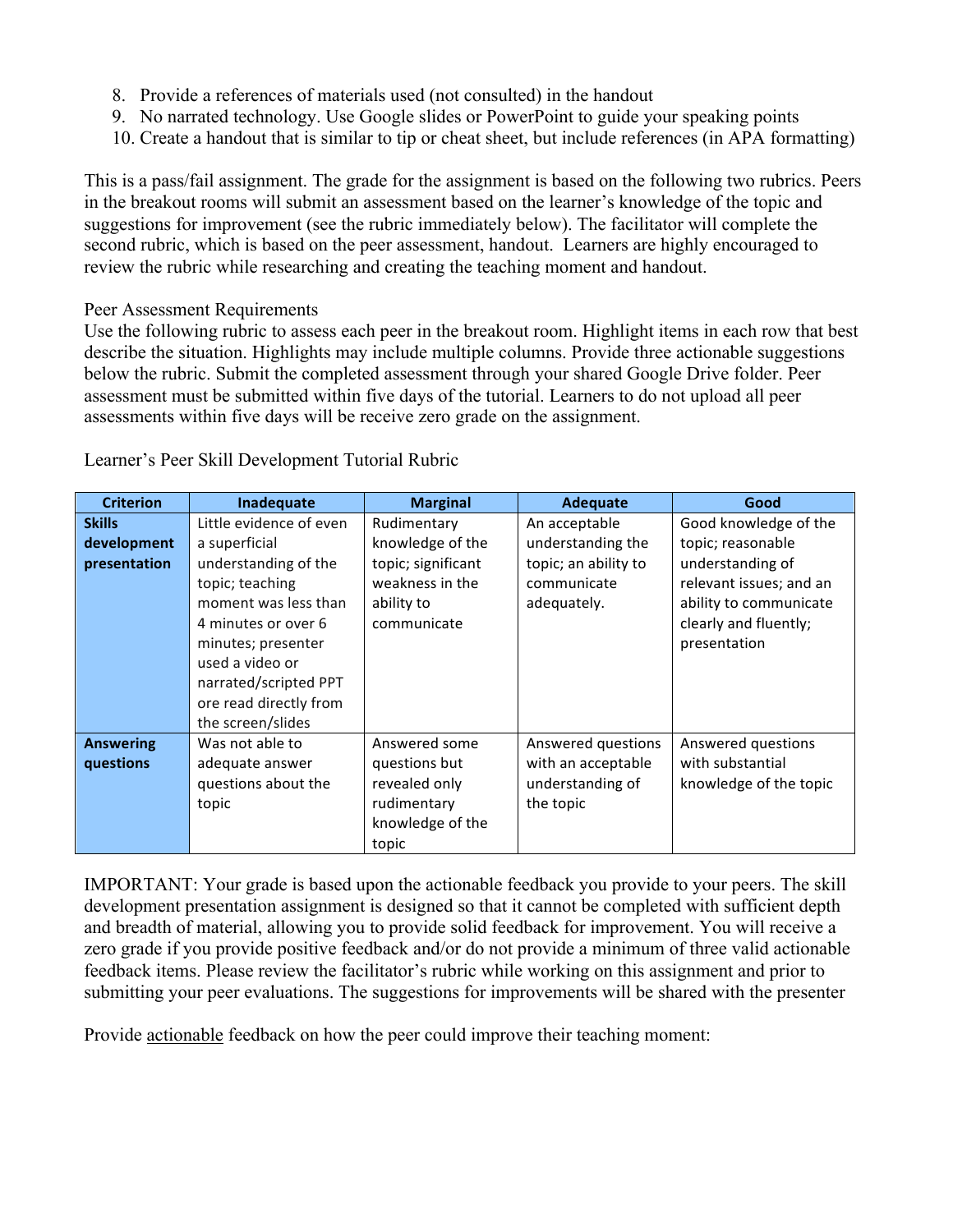8. Provide a references of materials used (not consulted) in the handout
9. No narrated technology. Use Google slides or PowerPoint to guide your speaking points
10. Create a handout that is similar to tip or cheat sheet, but include references (in APA formatting)

This is a pass/fail assignment. The grade for the assignment is based on the following two rubrics. Peers in the breakout rooms will submit an assessment based on the learner's knowledge of the topic and suggestions for improvement (see the rubric immediately below). The facilitator will complete the second rubric, which is based on the peer assessment, handout. Learners are highly encouraged to review the rubric while researching and creating the teaching moment and handout.

Peer Assessment Requirements

Use the following rubric to assess each peer in the breakout room. Highlight items in each row that best describe the situation. Highlights may include multiple columns. Provide three actionable suggestions below the rubric. Submit the completed assessment through your shared Google Drive folder. Peer assessment must be submitted within five days of the tutorial. Learners to do not upload all peer assessments within five days will be receive zero grade on the assignment.

Learner's Peer Skill Development Tutorial Rubric

| Criterion | Inadequate | Marginal | Adequate | Good |
|---|---|---|---|---|
| **Skills development presentation** | Little evidence of even a superficial understanding of the topic; teaching moment was less than 4 minutes or over 6 minutes; presenter used a video or narrated/scripted PPT ore read directly from the screen/slides | Rudimentary knowledge of the topic; significant weakness in the ability to communicate | An acceptable understanding the topic; an ability to communicate adequately. | Good knowledge of the topic; reasonable understanding of relevant issues; and an ability to communicate clearly and fluently; presentation |
| **Answering questions** | Was not able to adequate answer questions about the topic | Answered some questions but revealed only rudimentary knowledge of the topic | Answered questions with an acceptable understanding of the topic | Answered questions with substantial knowledge of the topic |

IMPORTANT: Your grade is based upon the actionable feedback you provide to your peers. The skill development presentation assignment is designed so that it cannot be completed with sufficient depth and breadth of material, allowing you to provide solid feedback for improvement. You will receive a zero grade if you provide positive feedback and/or do not provide a minimum of three valid actionable feedback items. Please review the facilitator's rubric while working on this assignment and prior to submitting your peer evaluations. The suggestions for improvements will be shared with the presenter

Provide <u>actionable</u> feedback on how the peer could improve their teaching moment: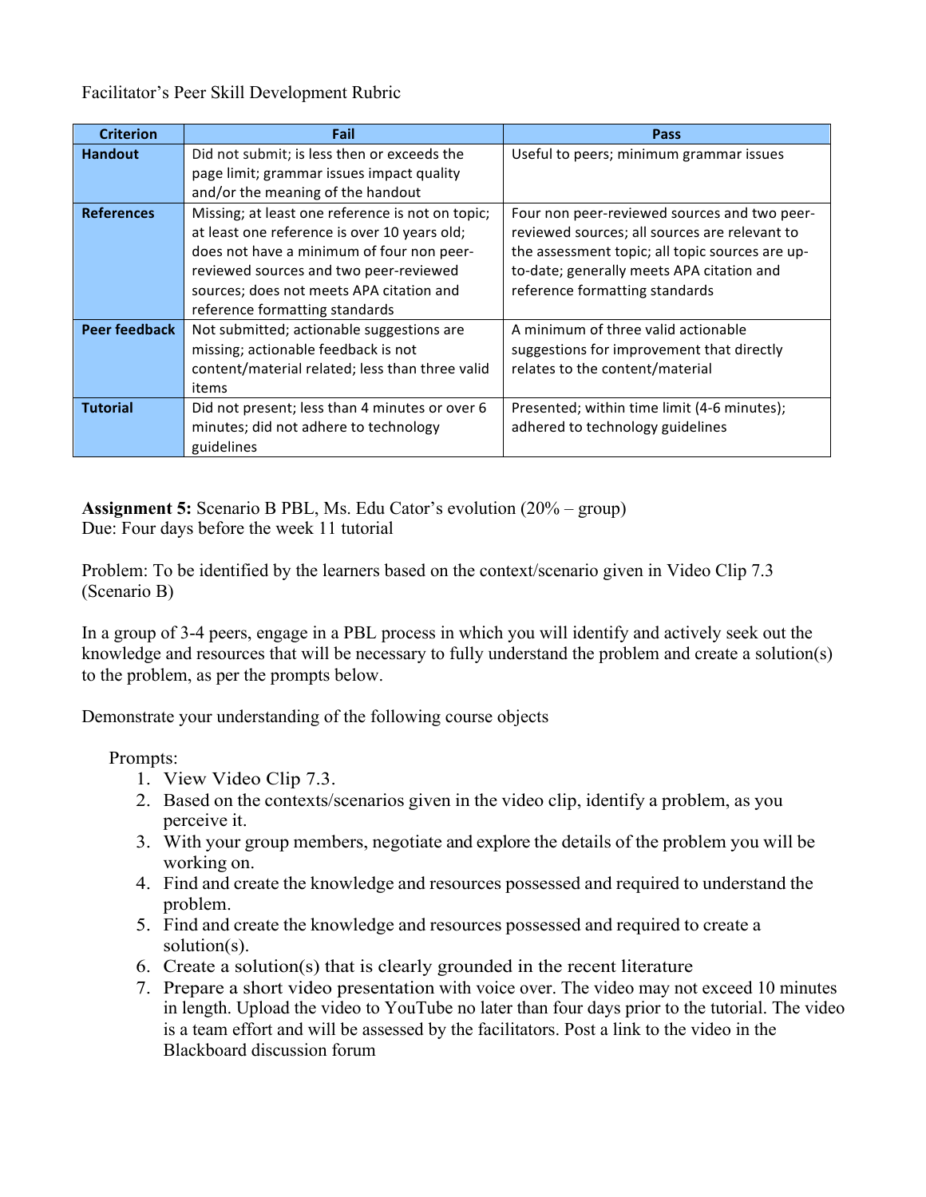Facilitator's Peer Skill Development Rubric

| Criterion | Fail | Pass |
| --- | --- | --- |
| **Handout** | Did not submit; is less then or exceeds the page limit; grammar issues impact quality and/or the meaning of the handout | Useful to peers; minimum grammar issues |
| **References** | Missing; at least one reference is not on topic; at least one reference is over 10 years old; does not have a minimum of four non peer-reviewed sources and two peer-reviewed sources; does not meets APA citation and reference formatting standards | Four non peer-reviewed sources and two peer-reviewed sources; all sources are relevant to the assessment topic; all topic sources are up-to-date; generally meets APA citation and reference formatting standards |
| **Peer feedback** | Not submitted; actionable suggestions are missing; actionable feedback is not content/material related; less than three valid items | A minimum of three valid actionable suggestions for improvement that directly relates to the content/material |
| **Tutorial** | Did not present; less than 4 minutes or over 6 minutes; did not adhere to technology guidelines | Presented; within time limit (4-6 minutes); adhered to technology guidelines |

**Assignment 5:** Scenario B PBL, Ms. Edu Cator's evolution (20% – group)
Due: Four days before the week 11 tutorial

Problem: To be identified by the learners based on the context/scenario given in Video Clip 7.3 (Scenario B)

In a group of 3-4 peers, engage in a PBL process in which you will identify and actively seek out the knowledge and resources that will be necessary to fully understand the problem and create a solution(s) to the problem, as per the prompts below.

Demonstrate your understanding of the following course objects

Prompts:

1. View Video Clip 7.3.
2. Based on the contexts/scenarios given in the video clip, identify a problem, as you perceive it.
3. With your group members, negotiate and explore the details of the problem you will be working on.
4. Find and create the knowledge and resources possessed and required to understand the problem.
5. Find and create the knowledge and resources possessed and required to create a solution(s).
6. Create a solution(s) that is clearly grounded in the recent literature
7. Prepare a short video presentation with voice over. The video may not exceed 10 minutes in length. Upload the video to YouTube no later than four days prior to the tutorial. The video is a team effort and will be assessed by the facilitators. Post a link to the video in the Blackboard discussion forum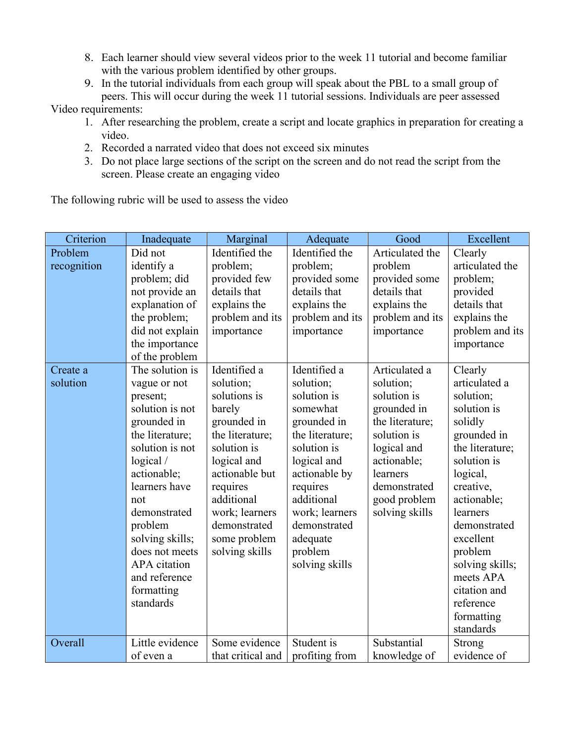8. Each learner should view several videos prior to the week 11 tutorial and become familiar with the various problem identified by other groups.
9. In the tutorial individuals from each group will speak about the PBL to a small group of peers. This will occur during the week 11 tutorial sessions. Individuals are peer assessed

Video requirements:

1. After researching the problem, create a script and locate graphics in preparation for creating a video.
2. Recorded a narrated video that does not exceed six minutes
3. Do not place large sections of the script on the screen and do not read the script from the screen. Please create an engaging video

The following rubric will be used to assess the video

| Criterion | Inadequate | Marginal | Adequate | Good | Excellent |
|---|---|---|---|---|---|
| Problem recognition | Did not identify a problem; did not provide an explanation of the problem; did not explain the importance of the problem | Identified the problem; provided few details that explains the problem and its importance | Identified the problem; provided some details that explains the problem and its importance | Articulated the problem provided some details that explains the problem and its importance | Clearly articulated the problem; provided details that explains the problem and its importance |
| Create a solution | The solution is vague or not present; solution is not grounded in the literature; solution is not logical / actionable; learners have not demonstrated problem solving skills; does not meets APA citation and reference formatting standards | Identified a solution; solutions is barely grounded in the literature; solution is logical and actionable but requires additional work; learners demonstrated some problem solving skills | Identified a solution; solution is somewhat grounded in the literature; solution is logical and actionable by requires additional work; learners demonstrated adequate problem solving skills | Articulated a solution; solution is grounded in the literature; solution is logical and actionable; learners demonstrated good problem solving skills | Clearly articulated a solution; solution is solidly grounded in the literature; solution is logical, creative, actionable; learners demonstrated excellent problem solving skills; meets APA citation and reference formatting standards |
| Overall | Little evidence of even a | Some evidence that critical and | Student is profiting from | Substantial knowledge of | Strong evidence of |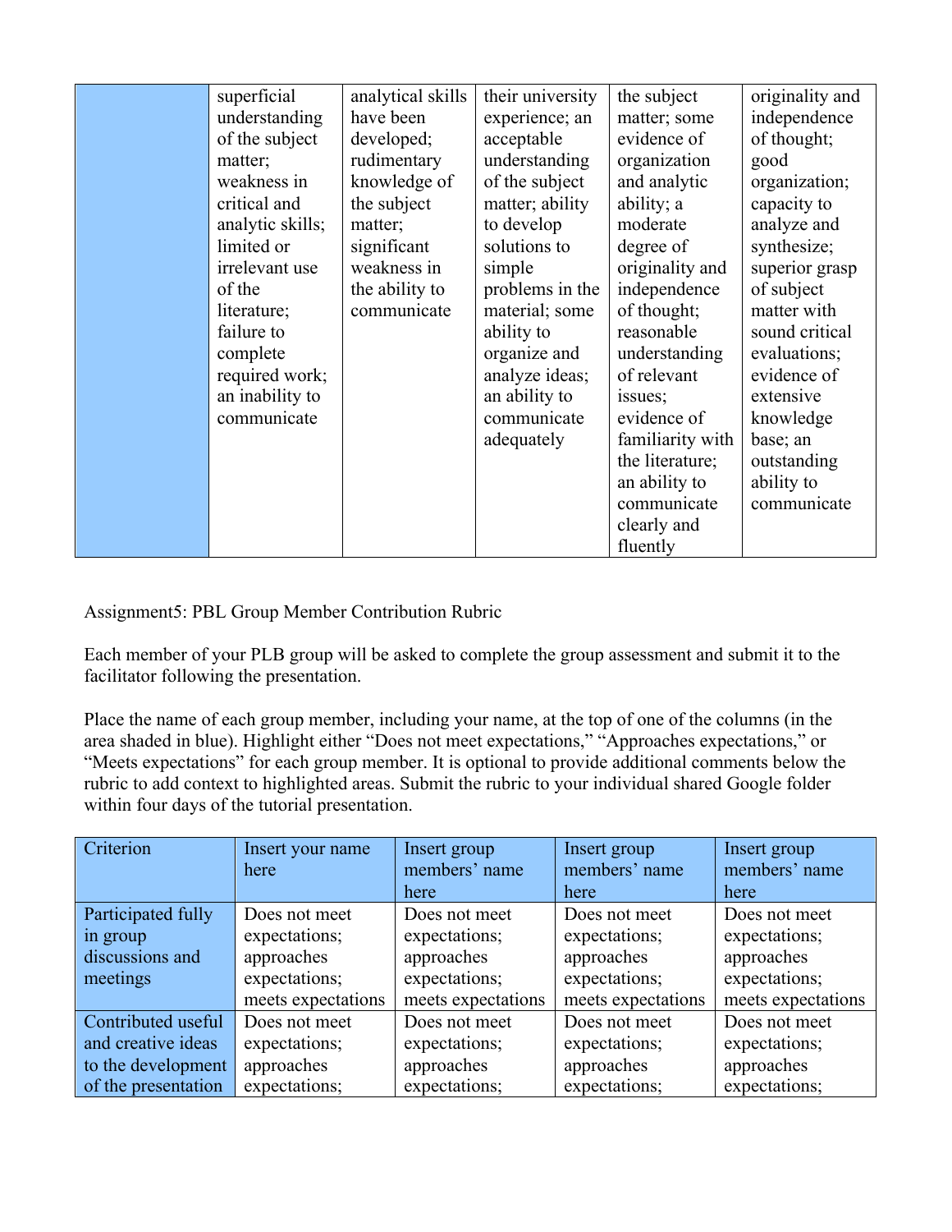| | | | | | |
|---|---|---|---|---|---|
| | superficial understanding of the subject matter; weakness in critical and analytic skills; limited or irrelevant use of the literature; failure to complete required work; an inability to communicate | analytical skills have been developed; rudimentary knowledge of the subject matter; significant weakness in the ability to communicate | their university experience; an acceptable understanding of the subject matter; ability to develop solutions to simple problems in the material; some ability to organize and analyze ideas; an ability to communicate adequately | the subject matter; some evidence of organization and analytic ability; a moderate degree of originality and independence of thought; reasonable understanding of relevant issues; evidence of familiarity with the literature; an ability to communicate clearly and fluently | originality and independence of thought; good organization; capacity to analyze and synthesize; superior grasp of subject matter with sound critical evaluations; evidence of extensive knowledge base; an outstanding ability to communicate |

Assignment5: PBL Group Member Contribution Rubric

Each member of your PLB group will be asked to complete the group assessment and submit it to the facilitator following the presentation.

Place the name of each group member, including your name, at the top of one of the columns (in the area shaded in blue). Highlight either "Does not meet expectations," "Approaches expectations," or "Meets expectations" for each group member. It is optional to provide additional comments below the rubric to add context to highlighted areas. Submit the rubric to your individual shared Google folder within four days of the tutorial presentation.

| Criterion | Insert your name here | Insert group members' name here | Insert group members' name here | Insert group members' name here |
|---|---|---|---|---|
| Participated fully in group discussions and meetings | Does not meet expectations; approaches expectations; meets expectations | Does not meet expectations; approaches expectations; meets expectations | Does not meet expectations; approaches expectations; meets expectations | Does not meet expectations; approaches expectations; meets expectations |
| Contributed useful and creative ideas to the development of the presentation | Does not meet expectations; approaches expectations; | Does not meet expectations; approaches expectations; | Does not meet expectations; approaches expectations; | Does not meet expectations; approaches expectations; |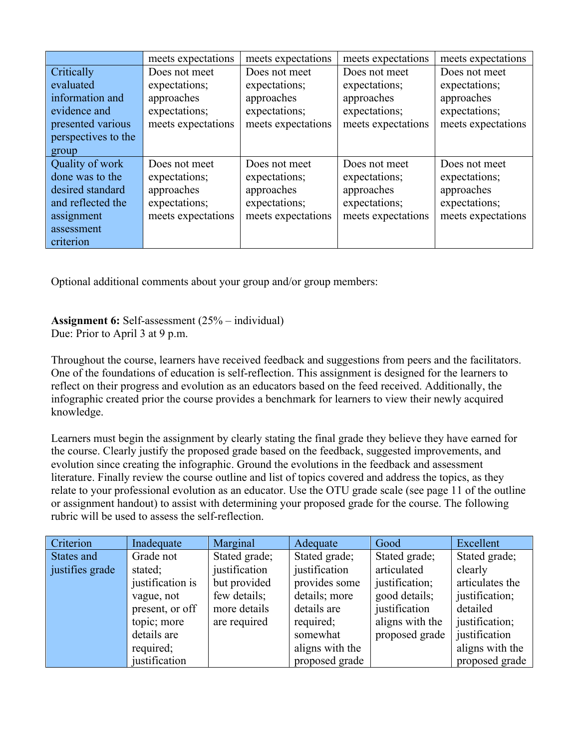| | meets expectations | meets expectations | meets expectations | meets expectations |
|---|---|---|---|---|
| Critically evaluated information and evidence and presented various perspectives to the group | Does not meet expectations; approaches expectations; meets expectations | Does not meet expectations; approaches expectations; meets expectations | Does not meet expectations; approaches expectations; meets expectations | Does not meet expectations; approaches expectations; meets expectations |
| Quality of work done was to the desired standard and reflected the assignment assessment criterion | Does not meet expectations; approaches expectations; meets expectations | Does not meet expectations; approaches expectations; meets expectations | Does not meet expectations; approaches expectations; meets expectations | Does not meet expectations; approaches expectations; meets expectations |

Optional additional comments about your group and/or group members:

**Assignment 6:** Self-assessment (25% – individual)
Due: Prior to April 3 at 9 p.m.

Throughout the course, learners have received feedback and suggestions from peers and the facilitators. One of the foundations of education is self-reflection. This assignment is designed for the learners to reflect on their progress and evolution as an educators based on the feed received. Additionally, the infographic created prior the course provides a benchmark for learners to view their newly acquired knowledge.

Learners must begin the assignment by clearly stating the final grade they believe they have earned for the course. Clearly justify the proposed grade based on the feedback, suggested improvements, and evolution since creating the infographic. Ground the evolutions in the feedback and assessment literature. Finally review the course outline and list of topics covered and address the topics, as they relate to your professional evolution as an educator. Use the OTU grade scale (see page 11 of the outline or assignment handout) to assist with determining your proposed grade for the course. The following rubric will be used to assess the self-reflection.

| Criterion | Inadequate | Marginal | Adequate | Good | Excellent |
|---|---|---|---|---|---|
| States and justifies grade | Grade not stated; justification is vague, not present, or off topic; more details are required; justification | Stated grade; justification but provided few details; more details are required | Stated grade; justification provides some details; more details are required; somewhat aligns with the proposed grade | Stated grade; articulated justification; good details; justification aligns with the proposed grade | Stated grade; clearly articulates the justification; detailed justification; justification aligns with the proposed grade |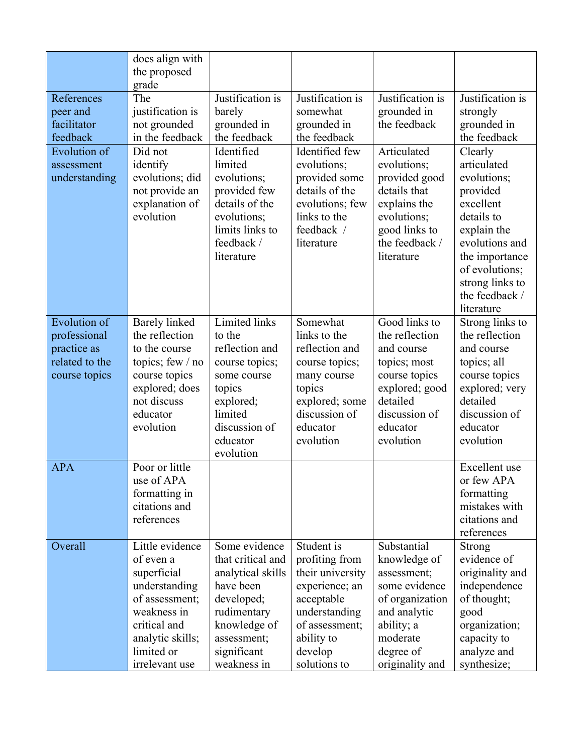| | does align with the proposed grade | | | | |
|---|---|---|---|---|---|
| References peer and facilitator feedback | The justification is not grounded in the feedback | Justification is barely grounded in the feedback | Justification is somewhat grounded in the feedback | Justification is grounded in the feedback | Justification is strongly grounded in the feedback |
| Evolution of assessment understanding | Did not identify evolutions; did not provide an explanation of evolution | Identified limited evolutions; provided few details of the evolutions; limits links to feedback / literature | Identified few evolutions; provided some details of the evolutions; few links to the feedback / literature | Articulated evolutions; provided good details that explains the evolutions; good links to the feedback / literature | Clearly articulated evolutions; provided excellent details to explain the evolutions and the importance of evolutions; strong links to the feedback / literature |
| Evolution of professional practice as related to the course topics | Barely linked the reflection to the course topics; few / no course topics explored; does not discuss educator evolution | Limited links to the reflection and course topics; some course topics explored; limited discussion of educator evolution | Somewhat links to the reflection and course topics; many course topics explored; some discussion of educator evolution | Good links to the reflection and course topics; most course topics explored; good detailed discussion of educator evolution | Strong links to the reflection and course topics; all course topics explored; very detailed discussion of educator evolution |
| APA | Poor or little use of APA formatting in citations and references | | | | Excellent use or few APA formatting mistakes with citations and references |
| Overall | Little evidence of even a superficial understanding of assessment; weakness in critical and analytic skills; limited or irrelevant use | Some evidence that critical and analytical skills have been developed; rudimentary knowledge of assessment; significant weakness in | Student is profiting from their university experience; an acceptable understanding of assessment; ability to develop solutions to | Substantial knowledge of assessment; some evidence of organization and analytic ability; a moderate degree of originality and | Strong evidence of originality and independence of thought; good organization; capacity to analyze and synthesize; |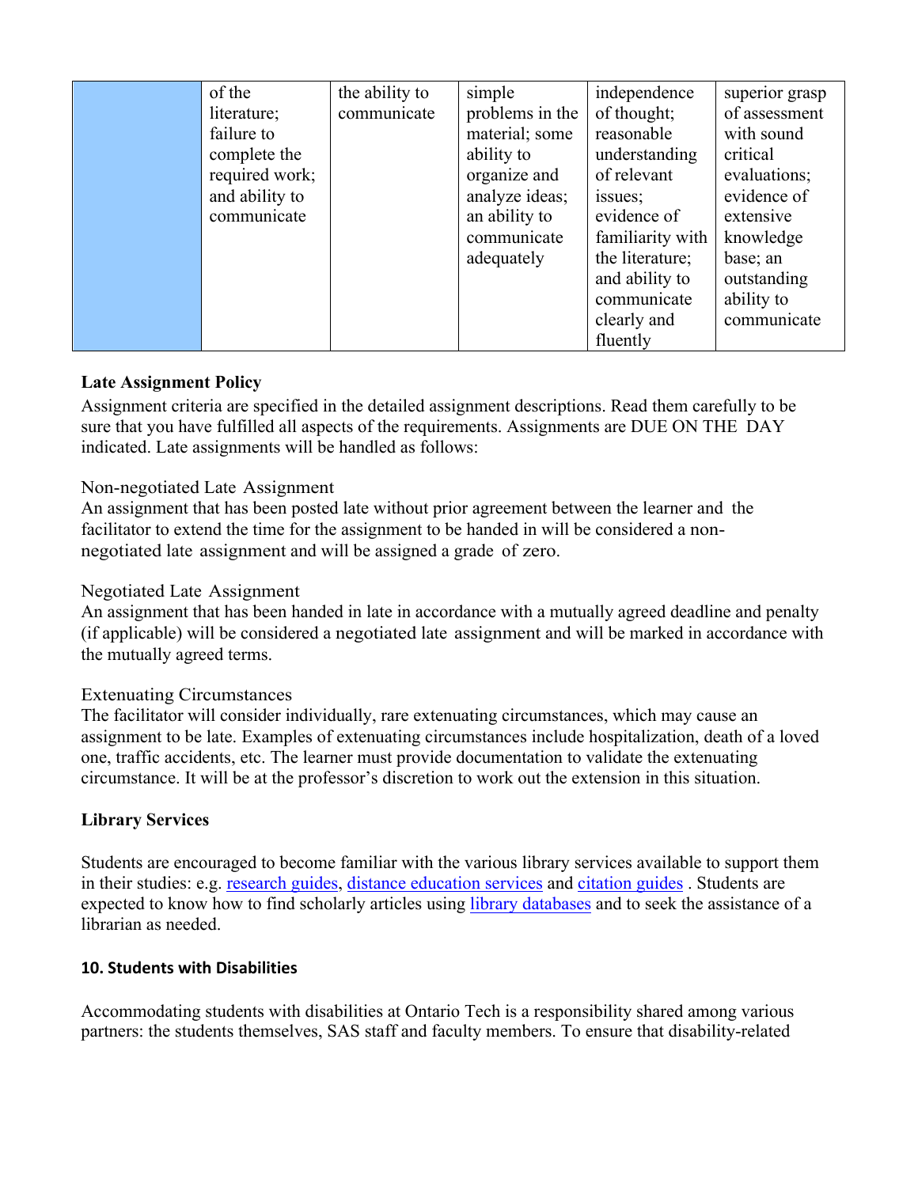|  | of the literature; failure to complete the required work; and ability to communicate | the ability to communicate | simple problems in the material; some ability to organize and analyze ideas; an ability to communicate adequately | independence of thought; reasonable understanding of relevant issues; evidence of familiarity with the literature; and ability to communicate clearly and fluently | superior grasp of assessment with sound critical evaluations; evidence of extensive knowledge base; an outstanding ability to communicate |
|---|---|---|---|---|---|

**Late Assignment Policy**

Assignment criteria are specified in the detailed assignment descriptions. Read them carefully to be sure that you have fulfilled all aspects of the requirements. Assignments are DUE ON THE DAY indicated. Late assignments will be handled as follows:

Non-negotiated Late Assignment

An assignment that has been posted late without prior agreement between the learner and the facilitator to extend the time for the assignment to be handed in will be considered a non-negotiated late assignment and will be assigned a grade of zero.

Negotiated Late Assignment

An assignment that has been handed in late in accordance with a mutually agreed deadline and penalty (if applicable) will be considered a negotiated late assignment and will be marked in accordance with the mutually agreed terms.

Extenuating Circumstances

The facilitator will consider individually, rare extenuating circumstances, which may cause an assignment to be late. Examples of extenuating circumstances include hospitalization, death of a loved one, traffic accidents, etc. The learner must provide documentation to validate the extenuating circumstance. It will be at the professor's discretion to work out the extension in this situation.

**Library Services**

Students are encouraged to become familiar with the various library services available to support them in their studies: e.g. research guides, distance education services and citation guides . Students are expected to know how to find scholarly articles using library databases and to seek the assistance of a librarian as needed.

**10. Students with Disabilities**

Accommodating students with disabilities at Ontario Tech is a responsibility shared among various partners: the students themselves, SAS staff and faculty members. To ensure that disability-related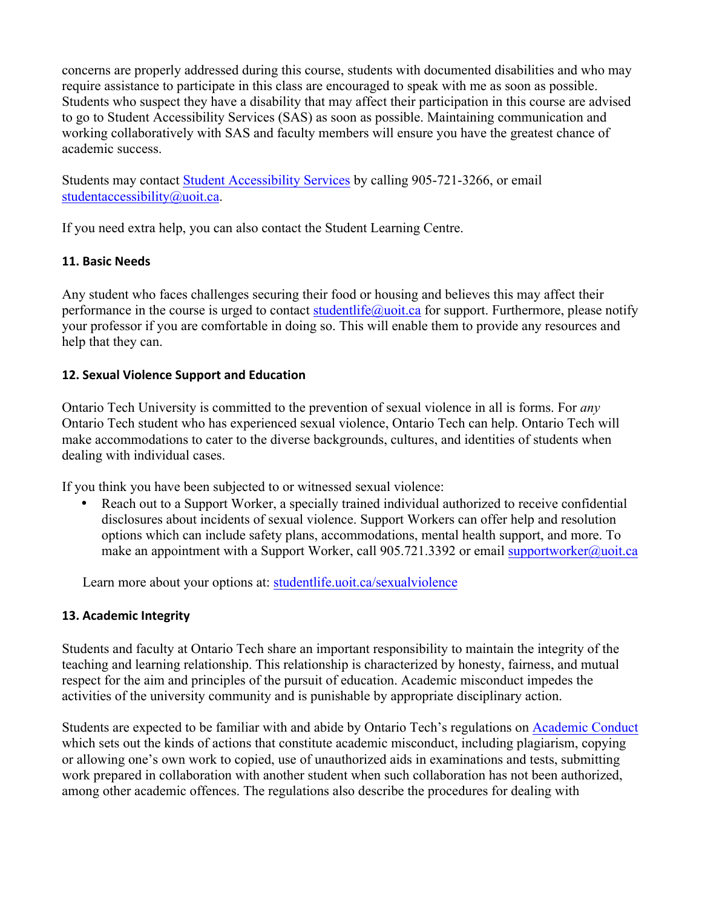concerns are properly addressed during this course, students with documented disabilities and who may require assistance to participate in this class are encouraged to speak with me as soon as possible. Students who suspect they have a disability that may affect their participation in this course are advised to go to Student Accessibility Services (SAS) as soon as possible. Maintaining communication and working collaboratively with SAS and faculty members will ensure you have the greatest chance of academic success.

Students may contact [Student Accessibility Services](#) by calling 905-721-3266, or email [studentaccessibility@uoit.ca](mailto:studentaccessibility@uoit.ca).

If you need extra help, you can also contact the Student Learning Centre.

### 11. Basic Needs

Any student who faces challenges securing their food or housing and believes this may affect their performance in the course is urged to contact [studentlife@uoit.ca](mailto:studentlife@uoit.ca) for support. Furthermore, please notify your professor if you are comfortable in doing so. This will enable them to provide any resources and help that they can.

### 12. Sexual Violence Support and Education

Ontario Tech University is committed to the prevention of sexual violence in all is forms. For *any* Ontario Tech student who has experienced sexual violence, Ontario Tech can help. Ontario Tech will make accommodations to cater to the diverse backgrounds, cultures, and identities of students when dealing with individual cases.

If you think you have been subjected to or witnessed sexual violence:

- Reach out to a Support Worker, a specially trained individual authorized to receive confidential disclosures about incidents of sexual violence. Support Workers can offer help and resolution options which can include safety plans, accommodations, mental health support, and more. To make an appointment with a Support Worker, call 905.721.3392 or email [supportworker@uoit.ca](mailto:supportworker@uoit.ca)

Learn more about your options at: [studentlife.uoit.ca/sexualviolence](http://studentlife.uoit.ca/sexualviolence)

### 13. Academic Integrity

Students and faculty at Ontario Tech share an important responsibility to maintain the integrity of the teaching and learning relationship. This relationship is characterized by honesty, fairness, and mutual respect for the aim and principles of the pursuit of education. Academic misconduct impedes the activities of the university community and is punishable by appropriate disciplinary action.

Students are expected to be familiar with and abide by Ontario Tech's regulations on [Academic Conduct](#) which sets out the kinds of actions that constitute academic misconduct, including plagiarism, copying or allowing one's own work to copied, use of unauthorized aids in examinations and tests, submitting work prepared in collaboration with another student when such collaboration has not been authorized, among other academic offences. The regulations also describe the procedures for dealing with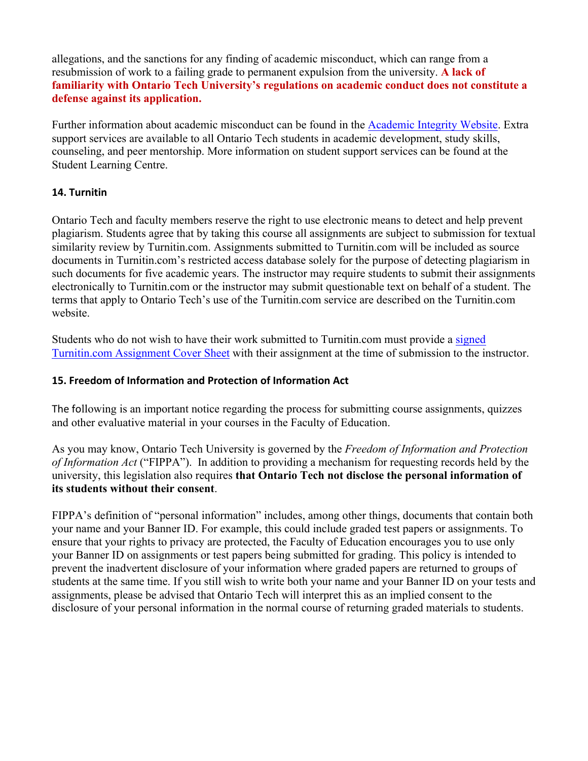allegations, and the sanctions for any finding of academic misconduct, which can range from a resubmission of work to a failing grade to permanent expulsion from the university. **A lack of familiarity with Ontario Tech University's regulations on academic conduct does not constitute a defense against its application.**

Further information about academic misconduct can be found in the [Academic Integrity Website](). Extra support services are available to all Ontario Tech students in academic development, study skills, counseling, and peer mentorship. More information on student support services can be found at the Student Learning Centre.

### 14. Turnitin

Ontario Tech and faculty members reserve the right to use electronic means to detect and help prevent plagiarism. Students agree that by taking this course all assignments are subject to submission for textual similarity review by Turnitin.com. Assignments submitted to Turnitin.com will be included as source documents in Turnitin.com's restricted access database solely for the purpose of detecting plagiarism in such documents for five academic years. The instructor may require students to submit their assignments electronically to Turnitin.com or the instructor may submit questionable text on behalf of a student. The terms that apply to Ontario Tech's use of the Turnitin.com service are described on the Turnitin.com website.

Students who do not wish to have their work submitted to Turnitin.com must provide a [signed Turnitin.com Assignment Cover Sheet]() with their assignment at the time of submission to the instructor.

### 15. Freedom of Information and Protection of Information Act

The following is an important notice regarding the process for submitting course assignments, quizzes and other evaluative material in your courses in the Faculty of Education.

As you may know, Ontario Tech University is governed by the *Freedom of Information and Protection of Information Act* ("FIPPA"). In addition to providing a mechanism for requesting records held by the university, this legislation also requires **that Ontario Tech not disclose the personal information of its students without their consent**.

FIPPA's definition of "personal information" includes, among other things, documents that contain both your name and your Banner ID. For example, this could include graded test papers or assignments. To ensure that your rights to privacy are protected, the Faculty of Education encourages you to use only your Banner ID on assignments or test papers being submitted for grading. This policy is intended to prevent the inadvertent disclosure of your information where graded papers are returned to groups of students at the same time. If you still wish to write both your name and your Banner ID on your tests and assignments, please be advised that Ontario Tech will interpret this as an implied consent to the disclosure of your personal information in the normal course of returning graded materials to students.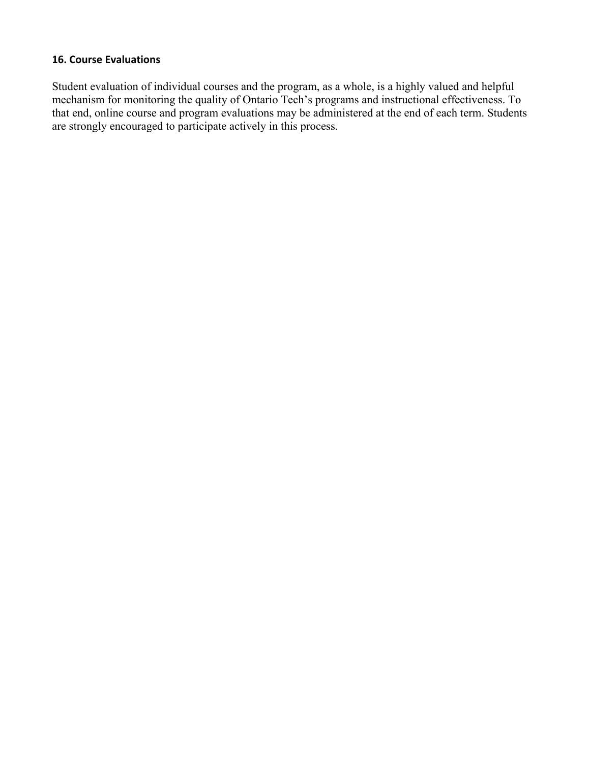### 16. Course Evaluations

Student evaluation of individual courses and the program, as a whole, is a highly valued and helpful mechanism for monitoring the quality of Ontario Tech's programs and instructional effectiveness. To that end, online course and program evaluations may be administered at the end of each term. Students are strongly encouraged to participate actively in this process.